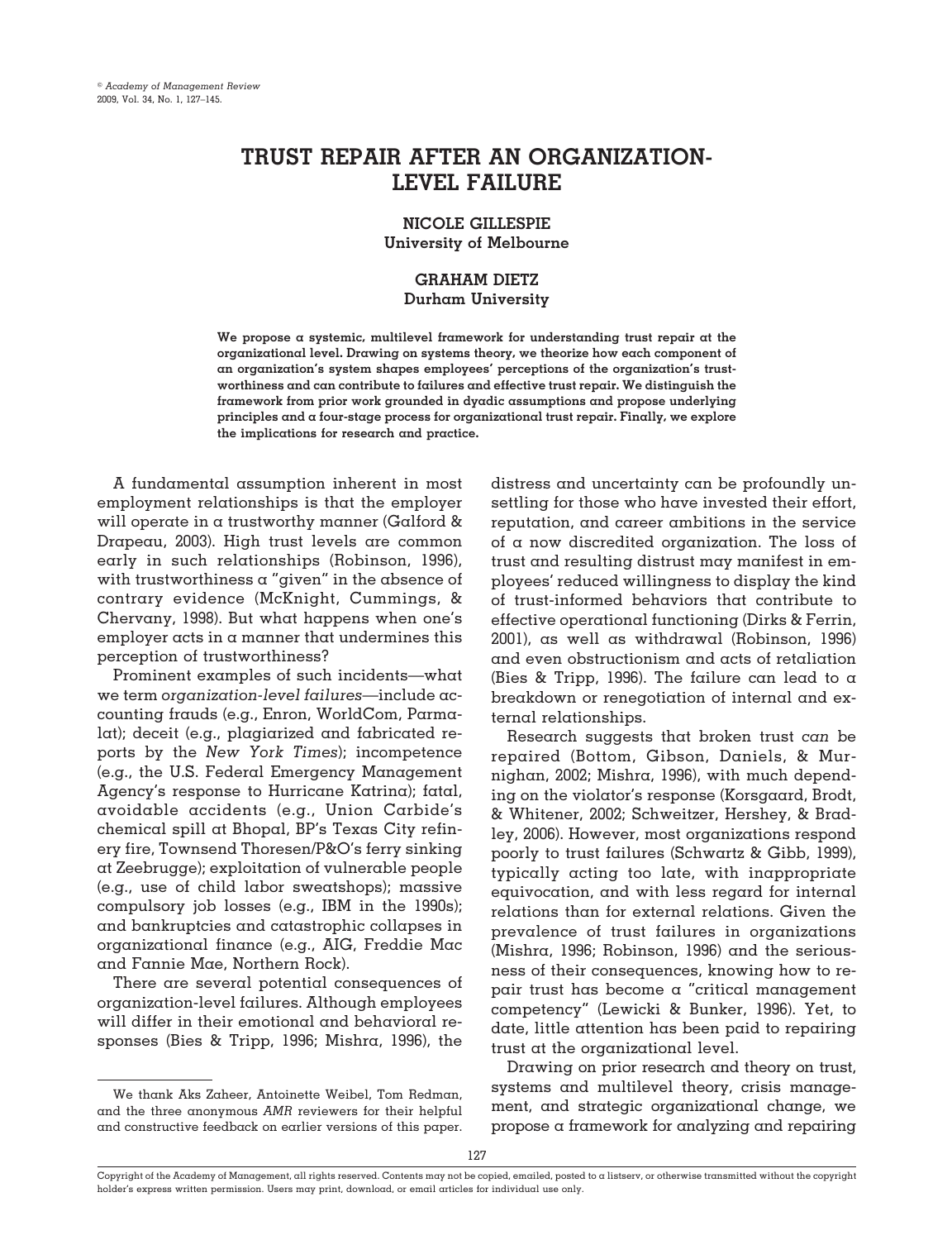# TRUST REPAIR AFTER AN ORGANIZATION-LEVEL FAILURE

**NICOLE GILLESPIE**
**University of Melbourne**

**GRAHAM DIETZ**
**Durham University**

**We propose a systemic, multilevel framework for understanding trust repair at the organizational level. Drawing on systems theory, we theorize how each component of an organization's system shapes employees' perceptions of the organization's trustworthiness and can contribute to failures and effective trust repair. We distinguish the framework from prior work grounded in dyadic assumptions and propose underlying principles and a four-stage process for organizational trust repair. Finally, we explore the implications for research and practice.**

A fundamental assumption inherent in most employment relationships is that the employer will operate in a trustworthy manner (Galford & Drapeau, 2003). High trust levels are common early in such relationships (Robinson, 1996), with trustworthiness a "given" in the absence of contrary evidence (McKnight, Cummings, & Chervany, 1998). But what happens when one's employer acts in a manner that undermines this perception of trustworthiness?

Prominent examples of such incidents—what we term *organization-level failures*—include accounting frauds (e.g., Enron, WorldCom, Parmalat); deceit (e.g., plagiarized and fabricated reports by the *New York Times*); incompetence (e.g., the U.S. Federal Emergency Management Agency's response to Hurricane Katrina); fatal, avoidable accidents (e.g., Union Carbide's chemical spill at Bhopal, BP's Texas City refinery fire, Townsend Thoresen/P&O's ferry sinking at Zeebrugge); exploitation of vulnerable people (e.g., use of child labor sweatshops); massive compulsory job losses (e.g., IBM in the 1990s); and bankruptcies and catastrophic collapses in organizational finance (e.g., AIG, Freddie Mac and Fannie Mae, Northern Rock).

There are several potential consequences of organization-level failures. Although employees will differ in their emotional and behavioral responses (Bies & Tripp, 1996; Mishra, 1996), the distress and uncertainty can be profoundly unsettling for those who have invested their effort, reputation, and career ambitions in the service of a now discredited organization. The loss of trust and resulting distrust may manifest in employees' reduced willingness to display the kind of trust-informed behaviors that contribute to effective operational functioning (Dirks & Ferrin, 2001), as well as withdrawal (Robinson, 1996) and even obstructionism and acts of retaliation (Bies & Tripp, 1996). The failure can lead to a breakdown or renegotiation of internal and external relationships.

Research suggests that broken trust *can* be repaired (Bottom, Gibson, Daniels, & Murnighan, 2002; Mishra, 1996), with much depending on the violator's response (Korsgaard, Brodt, & Whitener, 2002; Schweitzer, Hershey, & Bradley, 2006). However, most organizations respond poorly to trust failures (Schwartz & Gibb, 1999), typically acting too late, with inappropriate equivocation, and with less regard for internal relations than for external relations. Given the prevalence of trust failures in organizations (Mishra, 1996; Robinson, 1996) and the seriousness of their consequences, knowing how to repair trust has become a "critical management competency" (Lewicki & Bunker, 1996). Yet, to date, little attention has been paid to repairing trust at the organizational level.

Drawing on prior research and theory on trust, systems and multilevel theory, crisis management, and strategic organizational change, we propose a framework for analyzing and repairing

We thank Aks Zaheer, Antoinette Weibel, Tom Redman, and the three anonymous *AMR* reviewers for their helpful and constructive feedback on earlier versions of this paper.

Copyright of the Academy of Management, all rights reserved. Contents may not be copied, emailed, posted to a listserv, or otherwise transmitted without the copyright holder's express written permission. Users may print, download, or email articles for individual use only.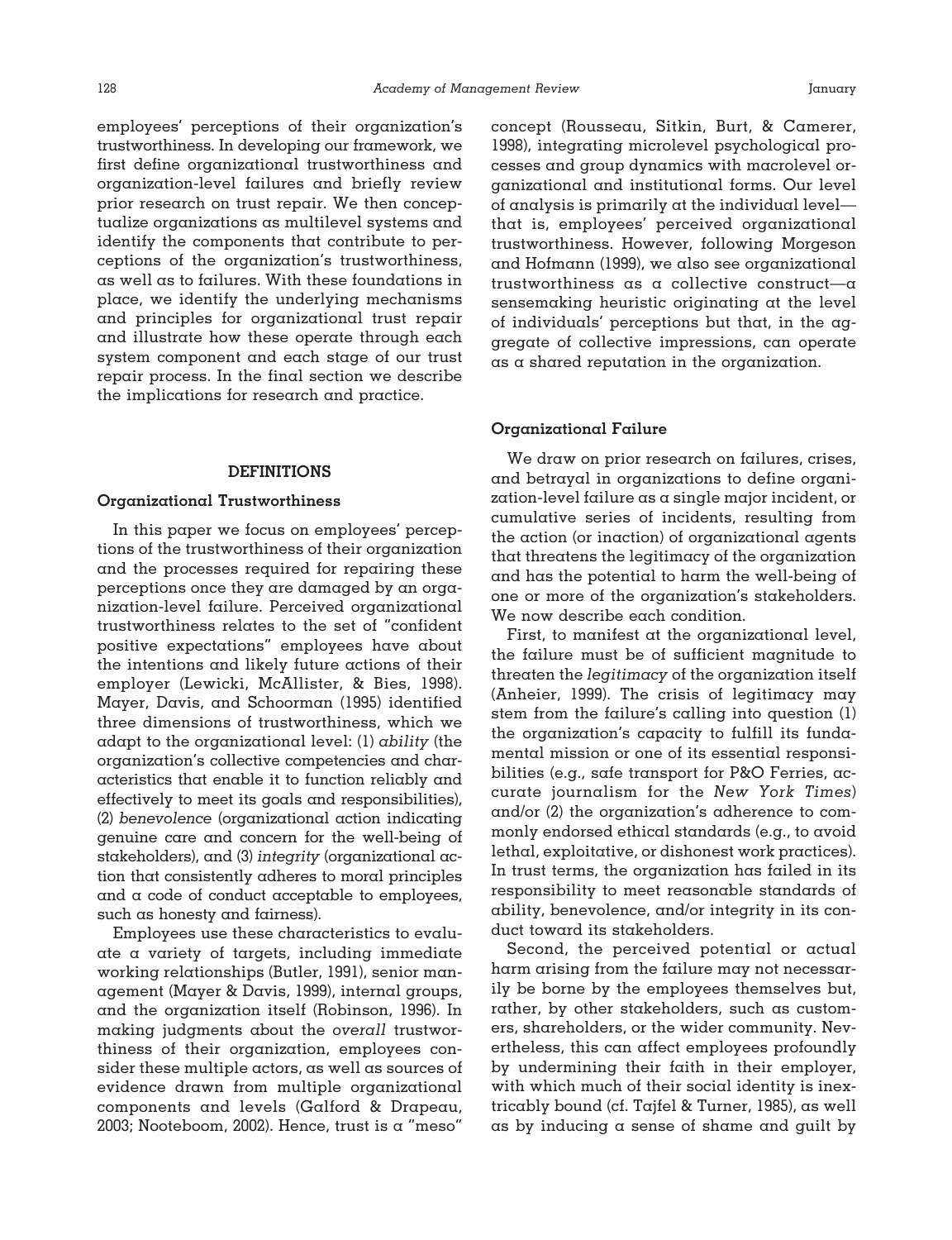employees' perceptions of their organization's trustworthiness. In developing our framework, we first define organizational trustworthiness and organization-level failures and briefly review prior research on trust repair. We then conceptualize organizations as multilevel systems and identify the components that contribute to perceptions of the organization's trustworthiness, as well as to failures. With these foundations in place, we identify the underlying mechanisms and principles for organizational trust repair and illustrate how these operate through each system component and each stage of our trust repair process. In the final section we describe the implications for research and practice.

## DEFINITIONS

### Organizational Trustworthiness

In this paper we focus on employees' perceptions of the trustworthiness of their organization and the processes required for repairing these perceptions once they are damaged by an organization-level failure. Perceived organizational trustworthiness relates to the set of "confident positive expectations" employees have about the intentions and likely future actions of their employer (Lewicki, McAllister, & Bies, 1998). Mayer, Davis, and Schoorman (1995) identified three dimensions of trustworthiness, which we adapt to the organizational level: (1) *ability* (the organization's collective competencies and characteristics that enable it to function reliably and effectively to meet its goals and responsibilities), (2) *benevolence* (organizational action indicating genuine care and concern for the well-being of stakeholders), and (3) *integrity* (organizational action that consistently adheres to moral principles and a code of conduct acceptable to employees, such as honesty and fairness).

Employees use these characteristics to evaluate a variety of targets, including immediate working relationships (Butler, 1991), senior management (Mayer & Davis, 1999), internal groups, and the organization itself (Robinson, 1996). In making judgments about the *overall* trustworthiness of their organization, employees consider these multiple actors, as well as sources of evidence drawn from multiple organizational components and levels (Galford & Drapeau, 2003; Nooteboom, 2002). Hence, trust is a "meso" concept (Rousseau, Sitkin, Burt, & Camerer, 1998), integrating microlevel psychological processes and group dynamics with macrolevel organizational and institutional forms. Our level of analysis is primarily at the individual level—that is, employees' perceived organizational trustworthiness. However, following Morgeson and Hofmann (1999), we also see organizational trustworthiness as a collective construct—a sensemaking heuristic originating at the level of individuals' perceptions but that, in the aggregate of collective impressions, can operate as a shared reputation in the organization.

### Organizational Failure

We draw on prior research on failures, crises, and betrayal in organizations to define organization-level failure as a single major incident, or cumulative series of incidents, resulting from the action (or inaction) of organizational agents that threatens the legitimacy of the organization and has the potential to harm the well-being of one or more of the organization's stakeholders. We now describe each condition.

First, to manifest at the organizational level, the failure must be of sufficient magnitude to threaten the *legitimacy* of the organization itself (Anheier, 1999). The crisis of legitimacy may stem from the failure's calling into question (1) the organization's capacity to fulfill its fundamental mission or one of its essential responsibilities (e.g., safe transport for P&O Ferries, accurate journalism for the *New York Times*) and/or (2) the organization's adherence to commonly endorsed ethical standards (e.g., to avoid lethal, exploitative, or dishonest work practices). In trust terms, the organization has failed in its responsibility to meet reasonable standards of ability, benevolence, and/or integrity in its conduct toward its stakeholders.

Second, the perceived potential or actual harm arising from the failure may not necessarily be borne by the employees themselves but, rather, by other stakeholders, such as customers, shareholders, or the wider community. Nevertheless, this can affect employees profoundly by undermining their faith in their employer, with which much of their social identity is inextricably bound (cf. Tajfel & Turner, 1985), as well as by inducing a sense of shame and guilt by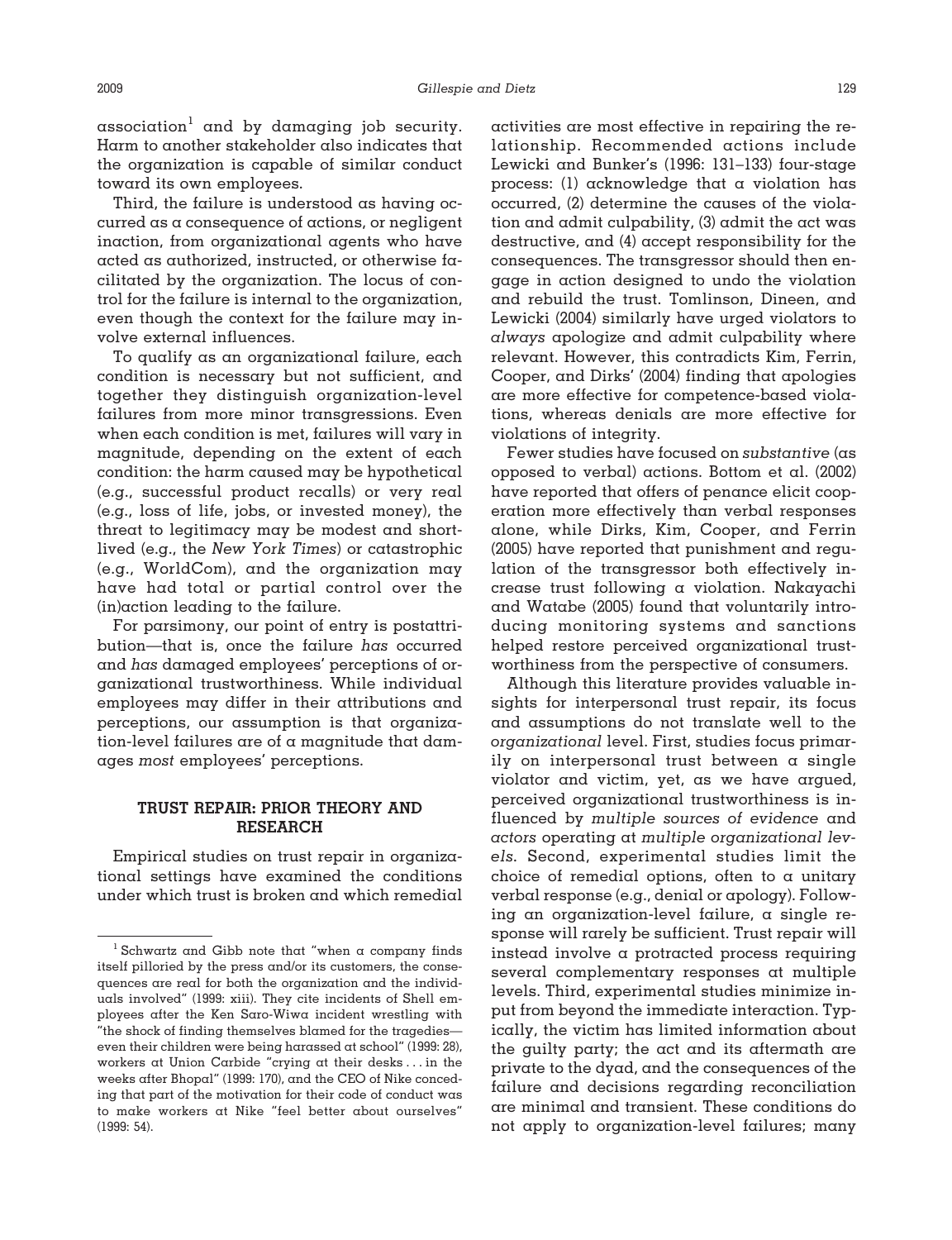association[1] and by damaging job security. Harm to another stakeholder also indicates that the organization is capable of similar conduct toward its own employees.

Third, the failure is understood as having occurred as a consequence of actions, or negligent inaction, from organizational agents who have acted as authorized, instructed, or otherwise facilitated by the organization. The locus of control for the failure is internal to the organization, even though the context for the failure may involve external influences.

To qualify as an organizational failure, each condition is necessary but not sufficient, and together they distinguish organization-level failures from more minor transgressions. Even when each condition is met, failures will vary in magnitude, depending on the extent of each condition: the harm caused may be hypothetical (e.g., successful product recalls) or very real (e.g., loss of life, jobs, or invested money), the threat to legitimacy may be modest and short-lived (e.g., the *New York Times*) or catastrophic (e.g., WorldCom), and the organization may have had total or partial control over the (in)action leading to the failure.

For parsimony, our point of entry is postattribution—that is, once the failure *has* occurred and *has* damaged employees' perceptions of organizational trustworthiness. While individual employees may differ in their attributions and perceptions, our assumption is that organization-level failures are of a magnitude that damages *most* employees' perceptions.

## TRUST REPAIR: PRIOR THEORY AND RESEARCH

Empirical studies on trust repair in organizational settings have examined the conditions under which trust is broken and which remedial activities are most effective in repairing the relationship. Recommended actions include Lewicki and Bunker's (1996: 131–133) four-stage process: (1) acknowledge that a violation has occurred, (2) determine the causes of the violation and admit culpability, (3) admit the act was destructive, and (4) accept responsibility for the consequences. The transgressor should then engage in action designed to undo the violation and rebuild the trust. Tomlinson, Dineen, and Lewicki (2004) similarly have urged violators to *always* apologize and admit culpability where relevant. However, this contradicts Kim, Ferrin, Cooper, and Dirks' (2004) finding that apologies are more effective for competence-based violations, whereas denials are more effective for violations of integrity.

Fewer studies have focused on *substantive* (as opposed to verbal) actions. Bottom et al. (2002) have reported that offers of penance elicit cooperation more effectively than verbal responses alone, while Dirks, Kim, Cooper, and Ferrin (2005) have reported that punishment and regulation of the transgressor both effectively increase trust following a violation. Nakayachi and Watabe (2005) found that voluntarily introducing monitoring systems and sanctions helped restore perceived organizational trustworthiness from the perspective of consumers.

Although this literature provides valuable insights for interpersonal trust repair, its focus and assumptions do not translate well to the *organizational* level. First, studies focus primarily on interpersonal trust between a single violator and victim, yet, as we have argued, perceived organizational trustworthiness is influenced by *multiple sources of evidence* and *actors* operating at *multiple organizational levels*. Second, experimental studies limit the choice of remedial options, often to a unitary verbal response (e.g., denial or apology). Following an organization-level failure, a single response will rarely be sufficient. Trust repair will instead involve a protracted process requiring several complementary responses at multiple levels. Third, experimental studies minimize input from beyond the immediate interaction. Typically, the victim has limited information about the guilty party; the act and its aftermath are private to the dyad, and the consequences of the failure and decisions regarding reconciliation are minimal and transient. These conditions do not apply to organization-level failures; many

[1] Schwartz and Gibb note that "when a company finds itself pilloried by the press and/or its customers, the consequences are real for both the organization and the individuals involved" (1999: xiii). They cite incidents of Shell employees after the Ken Saro-Wiwa incident wrestling with "the shock of finding themselves blamed for the tragedies—even their children were being harassed at school" (1999: 28), workers at Union Carbide "crying at their desks . . . in the weeks after Bhopal" (1999: 170), and the CEO of Nike conceding that part of the motivation for their code of conduct was to make workers at Nike "feel better about ourselves" (1999: 54).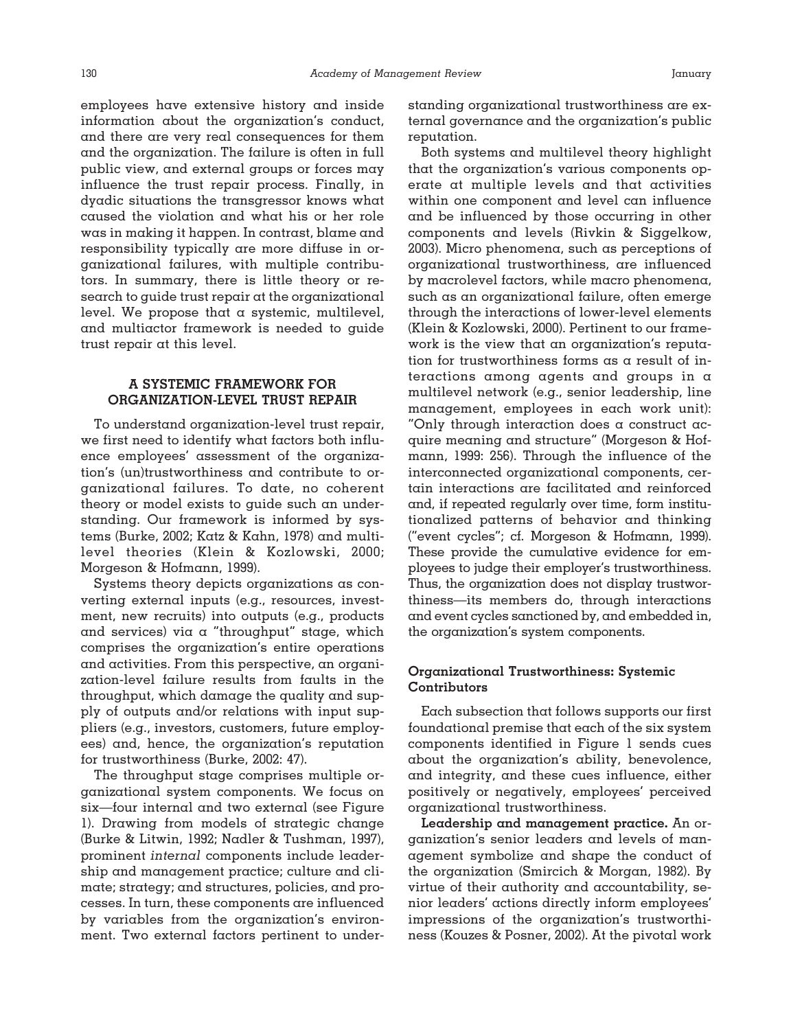employees have extensive history and inside information about the organization's conduct, and there are very real consequences for them and the organization. The failure is often in full public view, and external groups or forces may influence the trust repair process. Finally, in dyadic situations the transgressor knows what caused the violation and what his or her role was in making it happen. In contrast, blame and responsibility typically are more diffuse in organizational failures, with multiple contributors. In summary, there is little theory or research to guide trust repair at the organizational level. We propose that a systemic, multilevel, and multiactor framework is needed to guide trust repair at this level.

## A SYSTEMIC FRAMEWORK FOR ORGANIZATION-LEVEL TRUST REPAIR

To understand organization-level trust repair, we first need to identify what factors both influence employees' assessment of the organization's (un)trustworthiness and contribute to organizational failures. To date, no coherent theory or model exists to guide such an understanding. Our framework is informed by systems (Burke, 2002; Katz & Kahn, 1978) and multilevel theories (Klein & Kozlowski, 2000; Morgeson & Hofmann, 1999).

Systems theory depicts organizations as converting external inputs (e.g., resources, investment, new recruits) into outputs (e.g., products and services) via a "throughput" stage, which comprises the organization's entire operations and activities. From this perspective, an organization-level failure results from faults in the throughput, which damage the quality and supply of outputs and/or relations with input suppliers (e.g., investors, customers, future employees) and, hence, the organization's reputation for trustworthiness (Burke, 2002: 47).

The throughput stage comprises multiple organizational system components. We focus on six—four internal and two external (see Figure 1). Drawing from models of strategic change (Burke & Litwin, 1992; Nadler & Tushman, 1997), prominent *internal* components include leadership and management practice; culture and climate; strategy; and structures, policies, and processes. In turn, these components are influenced by variables from the organization's environment. Two external factors pertinent to understanding organizational trustworthiness are external governance and the organization's public reputation.

Both systems and multilevel theory highlight that the organization's various components operate at multiple levels and that activities within one component and level can influence and be influenced by those occurring in other components and levels (Rivkin & Siggelkow, 2003). Micro phenomena, such as perceptions of organizational trustworthiness, are influenced by macrolevel factors, while macro phenomena, such as an organizational failure, often emerge through the interactions of lower-level elements (Klein & Kozlowski, 2000). Pertinent to our framework is the view that an organization's reputation for trustworthiness forms as a result of interactions among agents and groups in a multilevel network (e.g., senior leadership, line management, employees in each work unit): "Only through interaction does a construct acquire meaning and structure" (Morgeson & Hofmann, 1999: 256). Through the influence of the interconnected organizational components, certain interactions are facilitated and reinforced and, if repeated regularly over time, form institutionalized patterns of behavior and thinking ("event cycles"; cf. Morgeson & Hofmann, 1999). These provide the cumulative evidence for employees to judge their employer's trustworthiness. Thus, the organization does not display trustworthiness—its members do, through interactions and event cycles sanctioned by, and embedded in, the organization's system components.

### Organizational Trustworthiness: Systemic Contributors

Each subsection that follows supports our first foundational premise that each of the six system components identified in Figure 1 sends cues about the organization's ability, benevolence, and integrity, and these cues influence, either positively or negatively, employees' perceived organizational trustworthiness.

**Leadership and management practice.** An organization's senior leaders and levels of management symbolize and shape the conduct of the organization (Smircich & Morgan, 1982). By virtue of their authority and accountability, senior leaders' actions directly inform employees' impressions of the organization's trustworthiness (Kouzes & Posner, 2002). At the pivotal work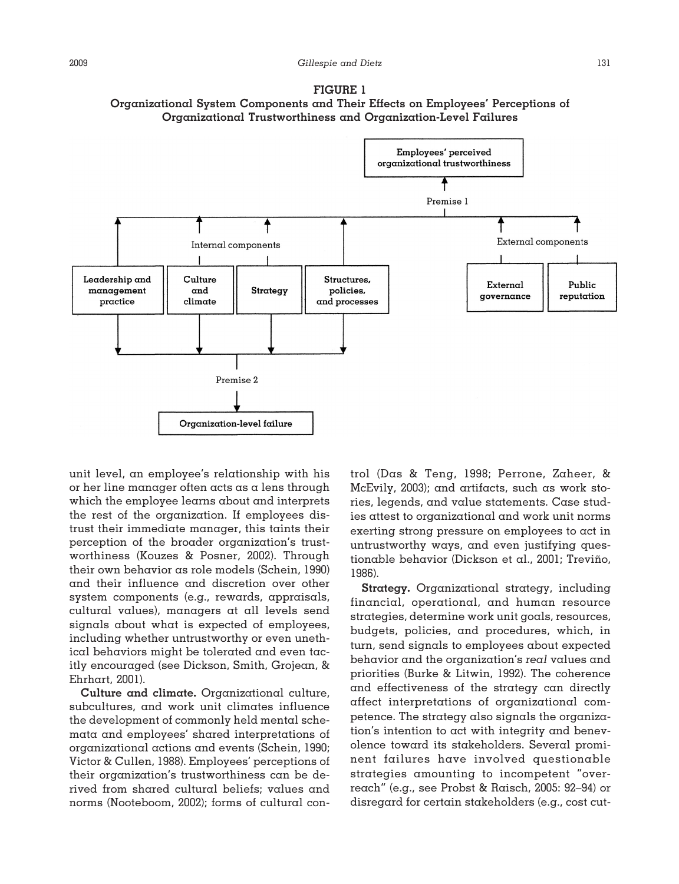**FIGURE 1**
**Organizational System Components and Their Effects on Employees' Perceptions of Organizational Trustworthiness and Organization-Level Failures**

Employees' perceived organizational trustworthiness

Premise 1

Internal components

External components

Leadership and management practice

Culture and climate

Strategy

Structures, policies, and processes

External governance

Public reputation

Premise 2

Organization-level failure

unit level, an employee's relationship with his or her line manager often acts as a lens through which the employee learns about and interprets the rest of the organization. If employees distrust their immediate manager, this taints their perception of the broader organization's trustworthiness (Kouzes & Posner, 2002). Through their own behavior as role models (Schein, 1990) and their influence and discretion over other system components (e.g., rewards, appraisals, cultural values), managers at all levels send signals about what is expected of employees, including whether untrustworthy or even unethical behaviors might be tolerated and even tacitly encouraged (see Dickson, Smith, Grojean, & Ehrhart, 2001).

**Culture and climate.** Organizational culture, subcultures, and work unit climates influence the development of commonly held mental schemata and employees' shared interpretations of organizational actions and events (Schein, 1990; Victor & Cullen, 1988). Employees' perceptions of their organization's trustworthiness can be derived from shared cultural beliefs; values and norms (Nooteboom, 2002); forms of cultural control (Das & Teng, 1998; Perrone, Zaheer, & McEvily, 2003); and artifacts, such as work stories, legends, and value statements. Case studies attest to organizational and work unit norms exerting strong pressure on employees to act in untrustworthy ways, and even justifying questionable behavior (Dickson et al., 2001; Treviño, 1986).

**Strategy.** Organizational strategy, including financial, operational, and human resource strategies, determine work unit goals, resources, budgets, policies, and procedures, which, in turn, send signals to employees about expected behavior and the organization's *real* values and priorities (Burke & Litwin, 1992). The coherence and effectiveness of the strategy can directly affect interpretations of organizational competence. The strategy also signals the organization's intention to act with integrity and benevolence toward its stakeholders. Several prominent failures have involved questionable strategies amounting to incompetent "overreach" (e.g., see Probst & Raisch, 2005: 92–94) or disregard for certain stakeholders (e.g., cost cut-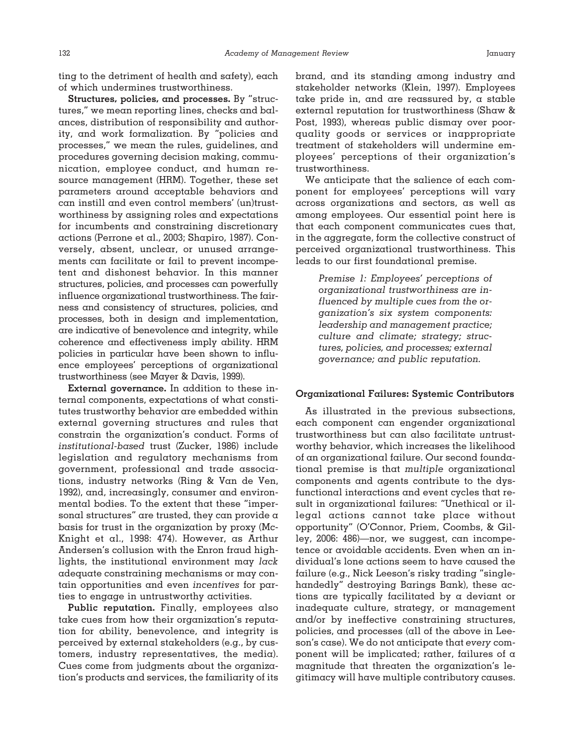ting to the detriment of health and safety), each of which undermines trustworthiness.

**Structures, policies, and processes.** By "structures," we mean reporting lines, checks and balances, distribution of responsibility and authority, and work formalization. By "policies and processes," we mean the rules, guidelines, and procedures governing decision making, communication, employee conduct, and human resource management (HRM). Together, these set parameters around acceptable behaviors and can instill and even control members' (un)trustworthiness by assigning roles and expectations for incumbents and constraining discretionary actions (Perrone et al., 2003; Shapiro, 1987). Conversely, absent, unclear, or unused arrangements can facilitate or fail to prevent incompetent and dishonest behavior. In this manner structures, policies, and processes can powerfully influence organizational trustworthiness. The fairness and consistency of structures, policies, and processes, both in design and implementation, are indicative of benevolence and integrity, while coherence and effectiveness imply ability. HRM policies in particular have been shown to influence employees' perceptions of organizational trustworthiness (see Mayer & Davis, 1999).

**External governance.** In addition to these internal components, expectations of what constitutes trustworthy behavior are embedded within external governing structures and rules that constrain the organization's conduct. Forms of *institutional-based* trust (Zucker, 1986) include legislation and regulatory mechanisms from government, professional and trade associations, industry networks (Ring & Van de Ven, 1992), and, increasingly, consumer and environmental bodies. To the extent that these "impersonal structures" are trusted, they can provide a basis for trust in the organization by proxy (McKnight et al., 1998: 474). However, as Arthur Andersen's collusion with the Enron fraud highlights, the institutional environment may *lack* adequate constraining mechanisms or may contain opportunities and even *incentives* for parties to engage in untrustworthy activities.

**Public reputation.** Finally, employees also take cues from how their organization's reputation for ability, benevolence, and integrity is perceived by external stakeholders (e.g., by customers, industry representatives, the media). Cues come from judgments about the organization's products and services, the familiarity of its brand, and its standing among industry and stakeholder networks (Klein, 1997). Employees take pride in, and are reassured by, a stable external reputation for trustworthiness (Shaw & Post, 1993), whereas public dismay over poor-quality goods or services or inappropriate treatment of stakeholders will undermine employees' perceptions of their organization's trustworthiness.

We anticipate that the salience of each component for employees' perceptions will vary across organizations and sectors, as well as among employees. Our essential point here is that each component communicates cues that, in the aggregate, form the collective construct of perceived organizational trustworthiness. This leads to our first foundational premise.

> *Premise 1: Employees' perceptions of organizational trustworthiness are influenced by multiple cues from the organization's six system components: leadership and management practice; culture and climate; strategy; structures, policies, and processes; external governance; and public reputation.*

### Organizational Failures: Systemic Contributors

As illustrated in the previous subsections, each component can engender organizational trustworthiness but can also facilitate *un*trustworthy behavior, which increases the likelihood of an organizational failure. Our second foundational premise is that *multiple* organizational components and agents contribute to the dysfunctional interactions and event cycles that result in organizational failures: "Unethical or illegal actions cannot take place without opportunity" (O'Connor, Priem, Coombs, & Gilley, 2006: 486)—nor, we suggest, can incompetence or avoidable accidents. Even when an individual's lone actions seem to have caused the failure (e.g., Nick Leeson's risky trading "single-handedly" destroying Barings Bank), these actions are typically facilitated by a deviant or inadequate culture, strategy, or management and/or by ineffective constraining structures, policies, and processes (all of the above in Leeson's case). We do not anticipate that *every* component will be implicated; rather, failures of a magnitude that threaten the organization's legitimacy will have multiple contributory causes.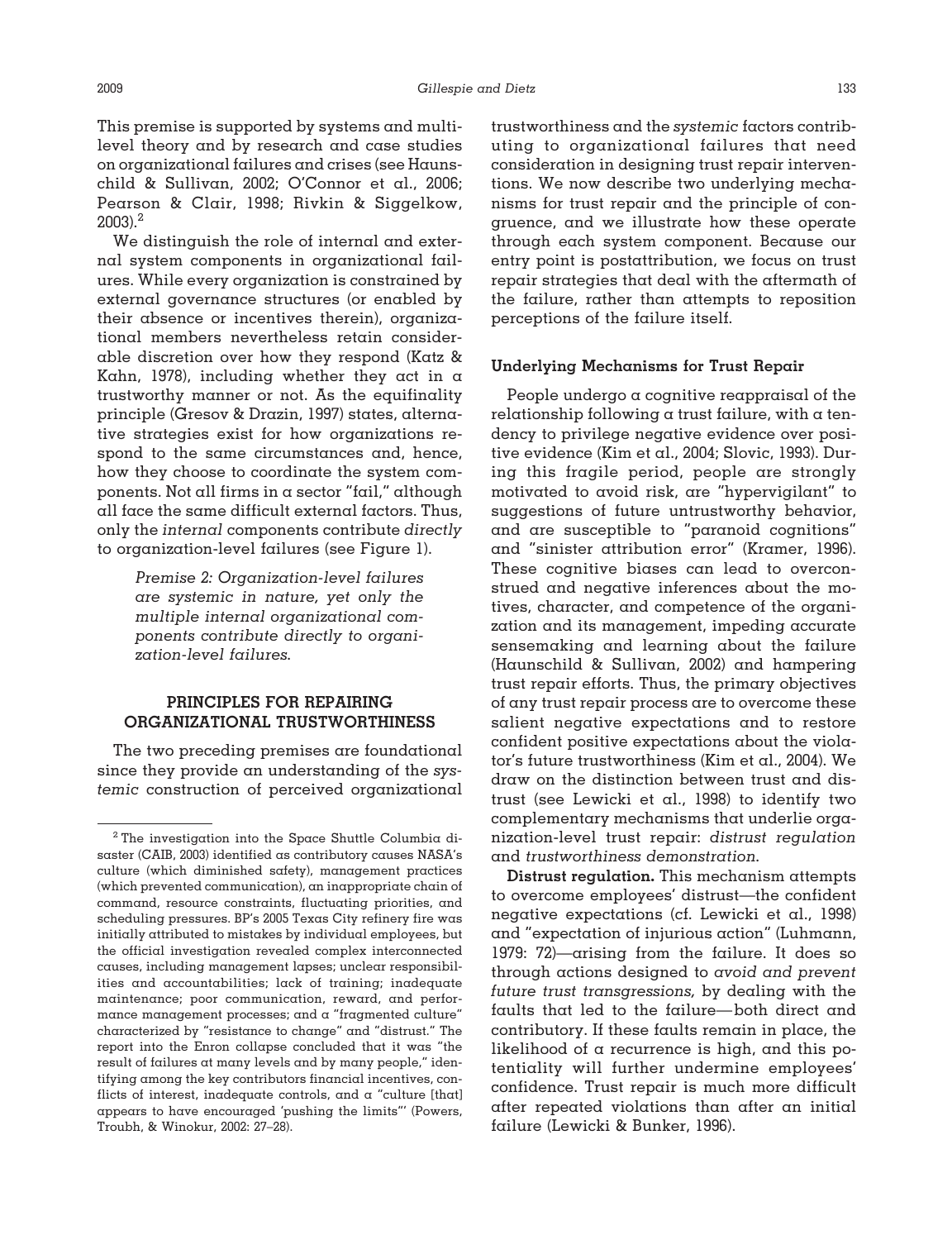This premise is supported by systems and multilevel theory and by research and case studies on organizational failures and crises (see Haunschild & Sullivan, 2002; O'Connor et al., 2006; Pearson & Clair, 1998; Rivkin & Siggelkow, 2003).[2]

We distinguish the role of internal and external system components in organizational failures. While every organization is constrained by external governance structures (or enabled by their absence or incentives therein), organizational members nevertheless retain considerable discretion over how they respond (Katz & Kahn, 1978), including whether they act in a trustworthy manner or not. As the equifinality principle (Gresov & Drazin, 1997) states, alternative strategies exist for how organizations respond to the same circumstances and, hence, how they choose to coordinate the system components. Not all firms in a sector "fail," although all face the same difficult external factors. Thus, only the *internal* components contribute *directly* to organization-level failures (see Figure 1).

> *Premise 2: Organization-level failures are systemic in nature, yet only the multiple internal organizational components contribute directly to organization-level failures.*

## PRINCIPLES FOR REPAIRING ORGANIZATIONAL TRUSTWORTHINESS

The two preceding premises are foundational since they provide an understanding of the *systemic* construction of perceived organizational trustworthiness and the *systemic* factors contributing to organizational failures that need consideration in designing trust repair interventions. We now describe two underlying mechanisms for trust repair and the principle of congruence, and we illustrate how these operate through each system component. Because our entry point is postattribution, we focus on trust repair strategies that deal with the aftermath of the failure, rather than attempts to reposition perceptions of the failure itself.

### Underlying Mechanisms for Trust Repair

People undergo a cognitive reappraisal of the relationship following a trust failure, with a tendency to privilege negative evidence over positive evidence (Kim et al., 2004; Slovic, 1993). During this fragile period, people are strongly motivated to avoid risk, are "hypervigilant" to suggestions of future untrustworthy behavior, and are susceptible to "paranoid cognitions" and "sinister attribution error" (Kramer, 1996). These cognitive biases can lead to overconstrued and negative inferences about the motives, character, and competence of the organization and its management, impeding accurate sensemaking and learning about the failure (Haunschild & Sullivan, 2002) and hampering trust repair efforts. Thus, the primary objectives of any trust repair process are to overcome these salient negative expectations and to restore confident positive expectations about the violator's future trustworthiness (Kim et al., 2004). We draw on the distinction between trust and distrust (see Lewicki et al., 1998) to identify two complementary mechanisms that underlie organization-level trust repair: *distrust regulation* and *trustworthiness demonstration.*

**Distrust regulation.** This mechanism attempts to overcome employees' distrust—the confident negative expectations (cf. Lewicki et al., 1998) and "expectation of injurious action" (Luhmann, 1979: 72)—arising from the failure. It does so through actions designed to *avoid and prevent future trust transgressions,* by dealing with the faults that led to the failure—both direct and contributory. If these faults remain in place, the likelihood of a recurrence is high, and this potentiality will further undermine employees' confidence. Trust repair is much more difficult after repeated violations than after an initial failure (Lewicki & Bunker, 1996).

---

[2] The investigation into the Space Shuttle Columbia disaster (CAIB, 2003) identified as contributory causes NASA's culture (which diminished safety), management practices (which prevented communication), an inappropriate chain of command, resource constraints, fluctuating priorities, and scheduling pressures. BP's 2005 Texas City refinery fire was initially attributed to mistakes by individual employees, but the official investigation revealed complex interconnected causes, including management lapses; unclear responsibilities and accountabilities; lack of training; inadequate maintenance; poor communication, reward, and performance management processes; and a "fragmented culture" characterized by "resistance to change" and "distrust." The report into the Enron collapse concluded that it was "the result of failures at many levels and by many people," identifying among the key contributors financial incentives, conflicts of interest, inadequate controls, and a "culture [that] appears to have encouraged 'pushing the limits'" (Powers, Troubh, & Winokur, 2002: 27–28).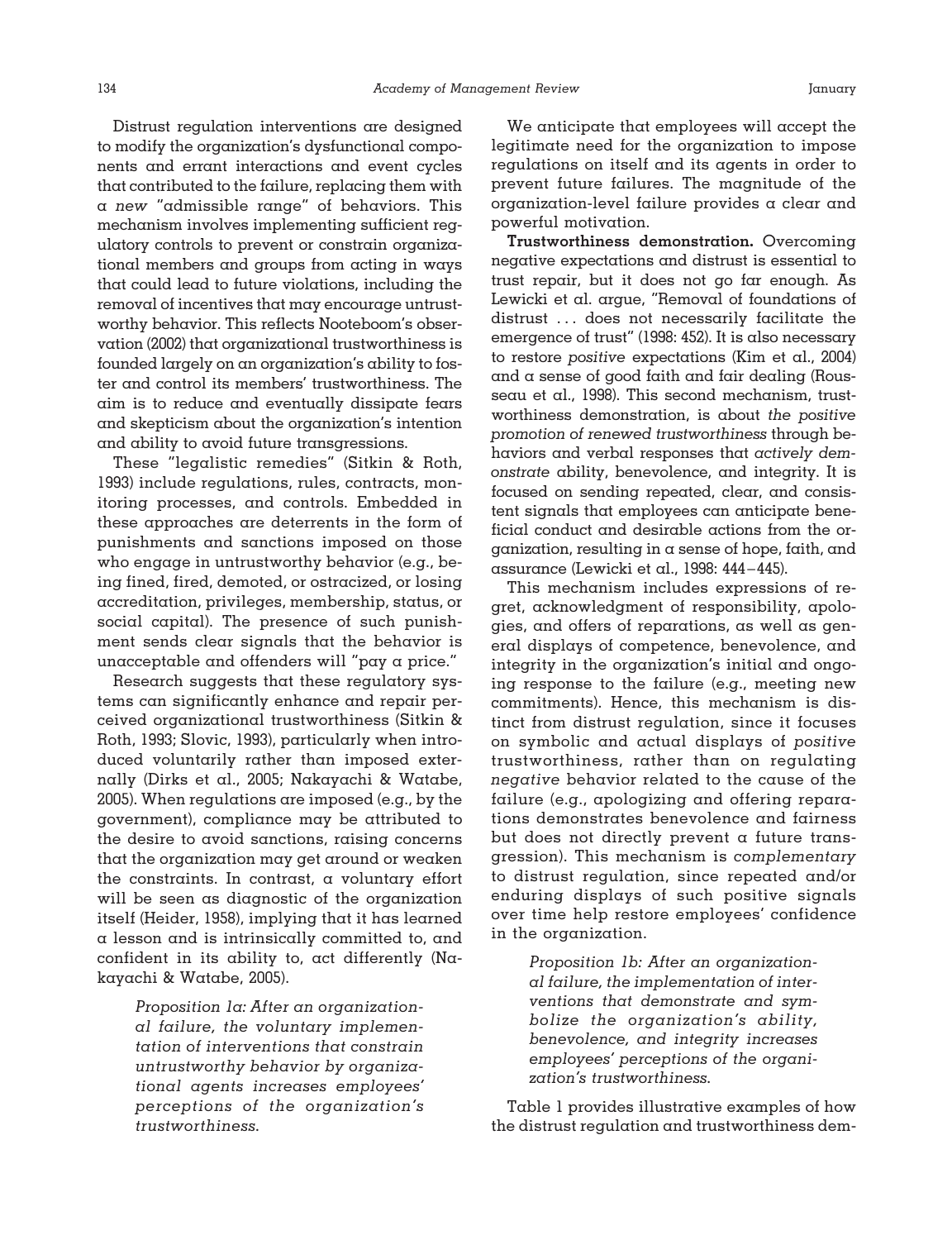Distrust regulation interventions are designed to modify the organization's dysfunctional components and errant interactions and event cycles that contributed to the failure, replacing them with a *new* "admissible range" of behaviors. This mechanism involves implementing sufficient regulatory controls to prevent or constrain organizational members and groups from acting in ways that could lead to future violations, including the removal of incentives that may encourage untrustworthy behavior. This reflects Nooteboom's observation (2002) that organizational trustworthiness is founded largely on an organization's ability to foster and control its members' trustworthiness. The aim is to reduce and eventually dissipate fears and skepticism about the organization's intention and ability to avoid future transgressions.

These "legalistic remedies" (Sitkin & Roth, 1993) include regulations, rules, contracts, monitoring processes, and controls. Embedded in these approaches are deterrents in the form of punishments and sanctions imposed on those who engage in untrustworthy behavior (e.g., being fined, fired, demoted, or ostracized, or losing accreditation, privileges, membership, status, or social capital). The presence of such punishment sends clear signals that the behavior is unacceptable and offenders will "pay a price."

Research suggests that these regulatory systems can significantly enhance and repair perceived organizational trustworthiness (Sitkin & Roth, 1993; Slovic, 1993), particularly when introduced voluntarily rather than imposed externally (Dirks et al., 2005; Nakayachi & Watabe, 2005). When regulations are imposed (e.g., by the government), compliance may be attributed to the desire to avoid sanctions, raising concerns that the organization may get around or weaken the constraints. In contrast, a voluntary effort will be seen as diagnostic of the organization itself (Heider, 1958), implying that it has learned a lesson and is intrinsically committed to, and confident in its ability to, act differently (Nakayachi & Watabe, 2005).

> *Proposition 1a: After an organizational failure, the voluntary implementation of interventions that constrain untrustworthy behavior by organizational agents increases employees' perceptions of the organization's trustworthiness.*

We anticipate that employees will accept the legitimate need for the organization to impose regulations on itself and its agents in order to prevent future failures. The magnitude of the organization-level failure provides a clear and powerful motivation.

**Trustworthiness demonstration.** Overcoming negative expectations and distrust is essential to trust repair, but it does not go far enough. As Lewicki et al. argue, "Removal of foundations of distrust . . . does not necessarily facilitate the emergence of trust" (1998: 452). It is also necessary to restore *positive* expectations (Kim et al., 2004) and a sense of good faith and fair dealing (Rousseau et al., 1998). This second mechanism, trustworthiness demonstration, is about *the positive promotion of renewed trustworthiness* through behaviors and verbal responses that *actively demonstrate* ability, benevolence, and integrity. It is focused on sending repeated, clear, and consistent signals that employees can anticipate beneficial conduct and desirable actions from the organization, resulting in a sense of hope, faith, and assurance (Lewicki et al., 1998: 444–445).

This mechanism includes expressions of regret, acknowledgment of responsibility, apologies, and offers of reparations, as well as general displays of competence, benevolence, and integrity in the organization's initial and ongoing response to the failure (e.g., meeting new commitments). Hence, this mechanism is distinct from distrust regulation, since it focuses on symbolic and actual displays of *positive* trustworthiness, rather than on regulating *negative* behavior related to the cause of the failure (e.g., apologizing and offering reparations demonstrates benevolence and fairness but does not directly prevent a future transgression). This mechanism is *complementary* to distrust regulation, since repeated and/or enduring displays of such positive signals over time help restore employees' confidence in the organization.

> *Proposition 1b: After an organizational failure, the implementation of interventions that demonstrate and symbolize the organization's ability, benevolence, and integrity increases employees' perceptions of the organization's trustworthiness.*

Table 1 provides illustrative examples of how the distrust regulation and trustworthiness dem-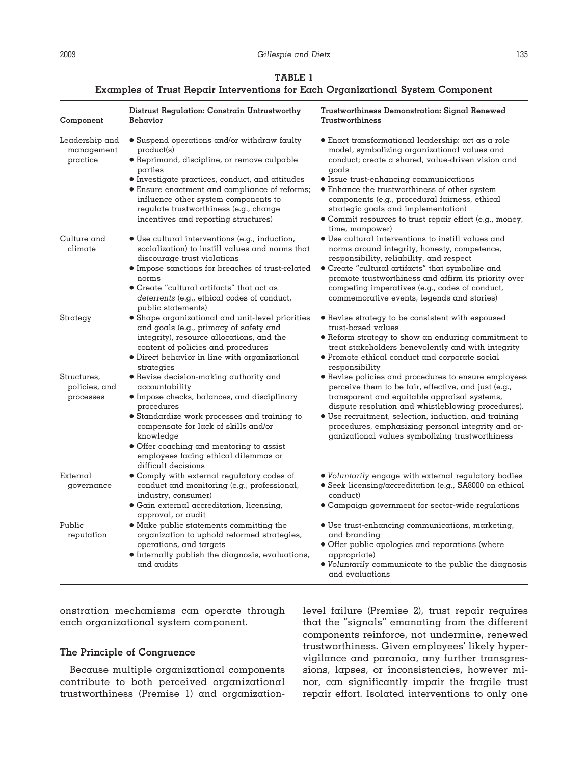**TABLE 1**
**Examples of Trust Repair Interventions for Each Organizational System Component**

| Component | Distrust Regulation: Constrain Untrustworthy Behavior | Trustworthiness Demonstration: Signal Renewed Trustworthiness |
|---|---|---|
| Leadership and management practice | • Suspend operations and/or withdraw faulty product(s)<br>• Reprimand, discipline, or remove culpable parties<br>• Investigate practices, conduct, and attitudes<br>• Ensure enactment and compliance of reforms; influence other system components to regulate trustworthiness (e.g., change incentives and reporting structures) | • Enact transformational leadership: act as a role model, symbolizing organizational values and conduct; create a shared, value-driven vision and goals<br>• Issue trust-enhancing communications<br>• Enhance the trustworthiness of other system components (e.g., procedural fairness, ethical strategic goals and implementation)<br>• Commit resources to trust repair effort (e.g., money, time, manpower) |
| Culture and climate | • Use cultural interventions (e.g., induction, socialization) to instill values and norms that discourage trust violations<br>• Impose sanctions for breaches of trust-related norms<br>• Create "cultural artifacts" that act as *deterrents* (e.g., ethical codes of conduct, public statements) | • Use cultural interventions to instill values and norms around integrity, honesty, competence, responsibility, reliability, and respect<br>• Create "cultural artifacts" that symbolize and promote trustworthiness and affirm its priority over competing imperatives (e.g., codes of conduct, commemorative events, legends and stories) |
| Strategy | • Shape organizational and unit-level priorities and goals (e.g., primacy of safety and integrity), resource allocations, and the content of policies and procedures<br>• Direct behavior in line with organizational strategies | • Revise strategy to be consistent with espoused trust-based values<br>• Reform strategy to show an enduring commitment to treat stakeholders benevolently and with integrity<br>• Promote ethical conduct and corporate social responsibility |
| Structures, policies, and processes | • Revise decision-making authority and accountability<br>• Impose checks, balances, and disciplinary procedures<br>• Standardize work processes and training to compensate for lack of skills and/or knowledge<br>• Offer coaching and mentoring to assist employees facing ethical dilemmas or difficult decisions | • Revise policies and procedures to ensure employees perceive them to be fair, effective, and just (e.g., transparent and equitable appraisal systems, dispute resolution and whistleblowing procedures).<br>• Use recruitment, selection, induction, and training procedures, emphasizing personal integrity and organizational values symbolizing trustworthiness |
| External governance | • Comply with external regulatory codes of conduct and monitoring (e.g., professional, industry, consumer)<br>• Gain external accreditation, licensing, approval, or audit | • *Voluntarily* engage with external regulatory bodies<br>• *Seek* licensing/accreditation (e.g., SA8000 on ethical conduct)<br>• Campaign government for sector-wide regulations |
| Public reputation | • Make public statements committing the organization to uphold reformed strategies, operations, and targets<br>• Internally publish the diagnosis, evaluations, and audits | • Use trust-enhancing communications, marketing, and branding<br>• Offer public apologies and reparations (where appropriate)<br>• *Voluntarily* communicate to the public the diagnosis and evaluations |

onstration mechanisms can operate through each organizational system component.

### The Principle of Congruence

Because multiple organizational components contribute to both perceived organizational trustworthiness (Premise 1) and organization-level failure (Premise 2), trust repair requires that the "signals" emanating from the different components reinforce, not undermine, renewed trustworthiness. Given employees' likely hypervigilance and paranoia, any further transgressions, lapses, or inconsistencies, however minor, can significantly impair the fragile trust repair effort. Isolated interventions to only one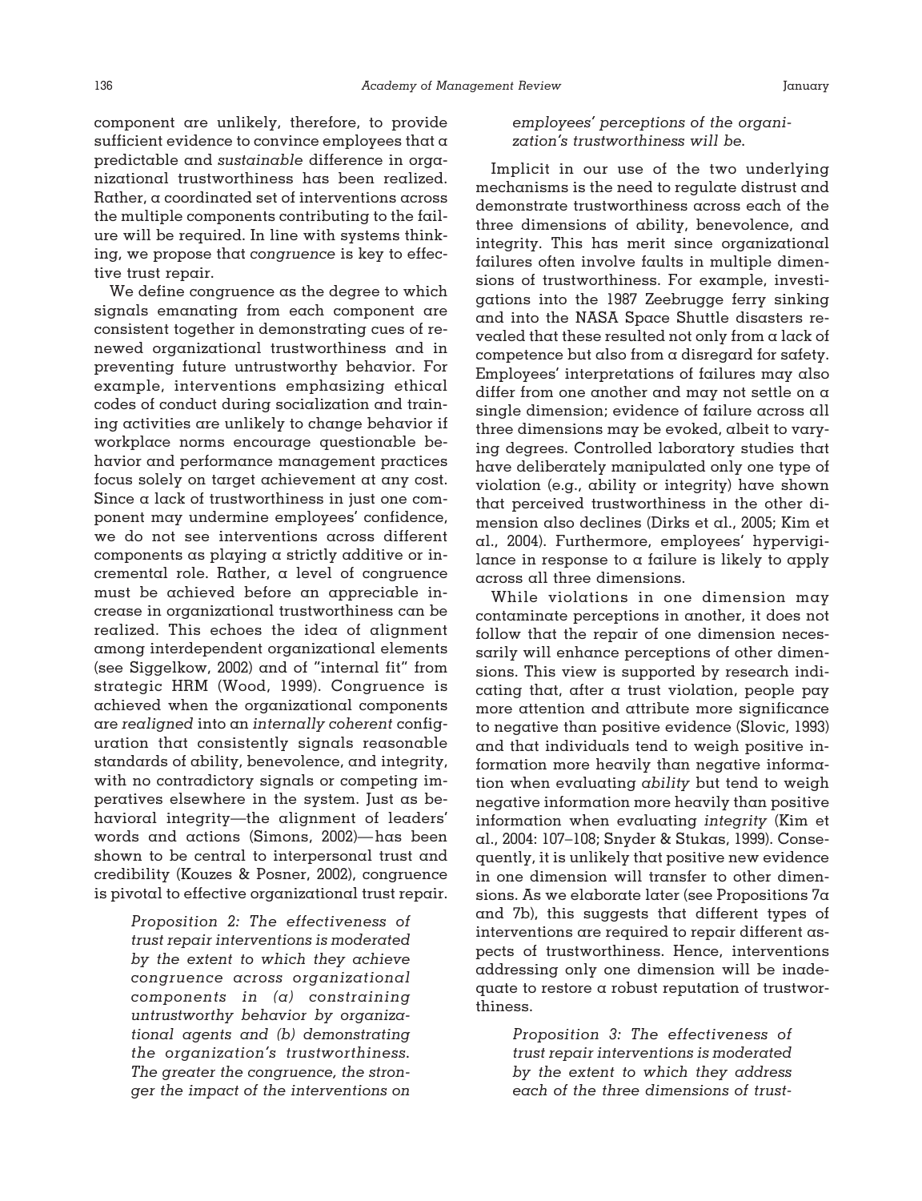component are unlikely, therefore, to provide sufficient evidence to convince employees that a predictable and *sustainable* difference in organizational trustworthiness has been realized. Rather, a coordinated set of interventions across the multiple components contributing to the failure will be required. In line with systems thinking, we propose that *congruence* is key to effective trust repair.

We define congruence as the degree to which signals emanating from each component are consistent together in demonstrating cues of renewed organizational trustworthiness and in preventing future untrustworthy behavior. For example, interventions emphasizing ethical codes of conduct during socialization and training activities are unlikely to change behavior if workplace norms encourage questionable behavior and performance management practices focus solely on target achievement at any cost. Since a lack of trustworthiness in just one component may undermine employees' confidence, we do not see interventions across different components as playing a strictly additive or incremental role. Rather, a level of congruence must be achieved before an appreciable increase in organizational trustworthiness can be realized. This echoes the idea of alignment among interdependent organizational elements (see Siggelkow, 2002) and of "internal fit" from strategic HRM (Wood, 1999). Congruence is achieved when the organizational components are *realigned* into an *internally coherent* configuration that consistently signals reasonable standards of ability, benevolence, and integrity, with no contradictory signals or competing imperatives elsewhere in the system. Just as behavioral integrity—the alignment of leaders' words and actions (Simons, 2002)—has been shown to be central to interpersonal trust and credibility (Kouzes & Posner, 2002), congruence is pivotal to effective organizational trust repair.

> *Proposition 2: The effectiveness of trust repair interventions is moderated by the extent to which they achieve congruence across organizational components in (a) constraining untrustworthy behavior by organizational agents and (b) demonstrating the organization's trustworthiness. The greater the congruence, the stronger the impact of the interventions on employees' perceptions of the organization's trustworthiness will be.*

Implicit in our use of the two underlying mechanisms is the need to regulate distrust and demonstrate trustworthiness across each of the three dimensions of ability, benevolence, and integrity. This has merit since organizational failures often involve faults in multiple dimensions of trustworthiness. For example, investigations into the 1987 Zeebrugge ferry sinking and into the NASA Space Shuttle disasters revealed that these resulted not only from a lack of competence but also from a disregard for safety. Employees' interpretations of failures may also differ from one another and may not settle on a single dimension; evidence of failure across all three dimensions may be evoked, albeit to varying degrees. Controlled laboratory studies that have deliberately manipulated only one type of violation (e.g., ability or integrity) have shown that perceived trustworthiness in the other dimension also declines (Dirks et al., 2005; Kim et al., 2004). Furthermore, employees' hypervigilance in response to a failure is likely to apply across all three dimensions.

While violations in one dimension may contaminate perceptions in another, it does not follow that the repair of one dimension necessarily will enhance perceptions of other dimensions. This view is supported by research indicating that, after a trust violation, people pay more attention and attribute more significance to negative than positive evidence (Slovic, 1993) and that individuals tend to weigh positive information more heavily than negative information when evaluating *ability* but tend to weigh negative information more heavily than positive information when evaluating *integrity* (Kim et al., 2004: 107–108; Snyder & Stukas, 1999). Consequently, it is unlikely that positive new evidence in one dimension will transfer to other dimensions. As we elaborate later (see Propositions 7a and 7b), this suggests that different types of interventions are required to repair different aspects of trustworthiness. Hence, interventions addressing only one dimension will be inadequate to restore a robust reputation of trustworthiness.

> *Proposition 3: The effectiveness of trust repair interventions is moderated by the extent to which they address each of the three dimensions of trust-*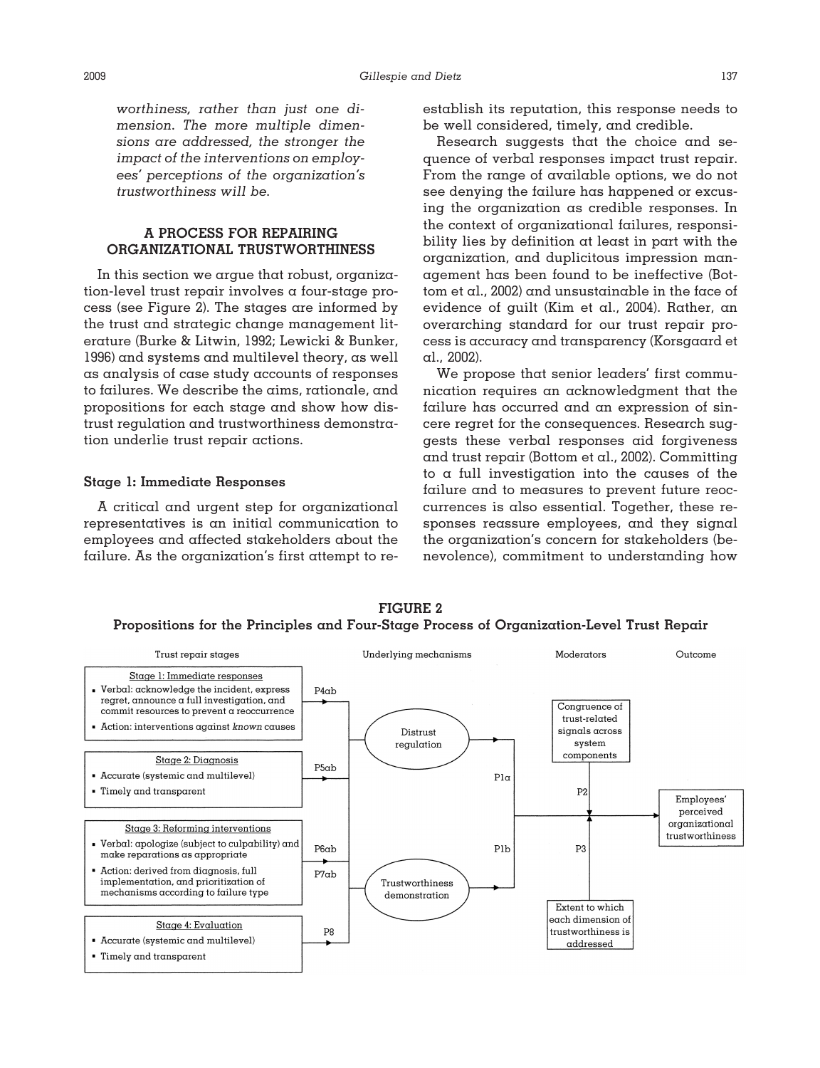*worthiness, rather than just one dimension. The more multiple dimensions are addressed, the stronger the impact of the interventions on employees' perceptions of the organization's trustworthiness will be.*

## A PROCESS FOR REPAIRING ORGANIZATIONAL TRUSTWORTHINESS

In this section we argue that robust, organization-level trust repair involves a four-stage process (see Figure 2). The stages are informed by the trust and strategic change management literature (Burke & Litwin, 1992; Lewicki & Bunker, 1996) and systems and multilevel theory, as well as analysis of case study accounts of responses to failures. We describe the aims, rationale, and propositions for each stage and show how distrust regulation and trustworthiness demonstration underlie trust repair actions.

### Stage 1: Immediate Responses

A critical and urgent step for organizational representatives is an initial communication to employees and affected stakeholders about the failure. As the organization's first attempt to reestablish its reputation, this response needs to be well considered, timely, and credible.

Research suggests that the choice and sequence of verbal responses impact trust repair. From the range of available options, we do not see denying the failure has happened or excusing the organization as credible responses. In the context of organizational failures, responsibility lies by definition at least in part with the organization, and duplicitous impression management has been found to be ineffective (Bottom et al., 2002) and unsustainable in the face of evidence of guilt (Kim et al., 2004). Rather, an overarching standard for our trust repair process is accuracy and transparency (Korsgaard et al., 2002).

We propose that senior leaders' first communication requires an acknowledgment that the failure has occurred and an expression of sincere regret for the consequences. Research suggests these verbal responses aid forgiveness and trust repair (Bottom et al., 2002). Committing to a full investigation into the causes of the failure and to measures to prevent future reoccurrences is also essential. Together, these responses reassure employees, and they signal the organization's concern for stakeholders (benevolence), commitment to understanding how

**FIGURE 2**
**Propositions for the Principles and Four-Stage Process of Organization-Level Trust Repair**

Trust repair stages | Underlying mechanisms | Moderators | Outcome

Stage 1: Immediate responses
- Verbal: acknowledge the incident, express regret, announce a full investigation, and commit resources to prevent a reoccurrence
- Action: interventions against *known* causes

(P4ab)

Stage 2: Diagnosis
- Accurate (systemic and multilevel)
- Timely and transparent

(P5ab)

Stage 3: Reforming interventions
- Verbal: apologize (subject to culpability) and make reparations as appropriate
- Action: derived from diagnosis, full implementation, and prioritization of mechanisms according to failure type

(P6ab, P7ab)

Stage 4: Evaluation
- Accurate (systemic and multilevel)
- Timely and transparent

(P8)

Underlying mechanisms: Distrust regulation (P1a); Trustworthiness demonstration (P1b)

Moderators: Congruence of trust-related signals across system components (P2); Extent to which each dimension of trustworthiness is addressed (P3)

Outcome: Employees' perceived organizational trustworthiness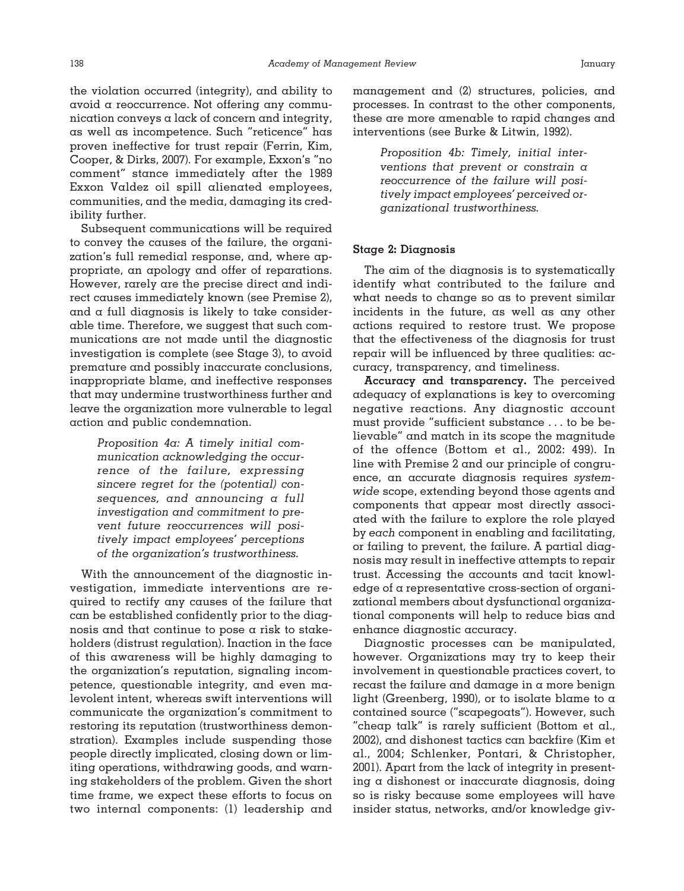the violation occurred (integrity), and ability to avoid a reoccurrence. Not offering any communication conveys a lack of concern and integrity, as well as incompetence. Such "reticence" has proven ineffective for trust repair (Ferrin, Kim, Cooper, & Dirks, 2007). For example, Exxon's "no comment" stance immediately after the 1989 Exxon Valdez oil spill alienated employees, communities, and the media, damaging its credibility further.

Subsequent communications will be required to convey the causes of the failure, the organization's full remedial response, and, where appropriate, an apology and offer of reparations. However, rarely are the precise direct and indirect causes immediately known (see Premise 2), and a full diagnosis is likely to take considerable time. Therefore, we suggest that such communications are not made until the diagnostic investigation is complete (see Stage 3), to avoid premature and possibly inaccurate conclusions, inappropriate blame, and ineffective responses that may undermine trustworthiness further and leave the organization more vulnerable to legal action and public condemnation.

> *Proposition 4a: A timely initial communication acknowledging the occurrence of the failure, expressing sincere regret for the (potential) consequences, and announcing a full investigation and commitment to prevent future reoccurrences will positively impact employees' perceptions of the organization's trustworthiness.*

With the announcement of the diagnostic investigation, immediate interventions are required to rectify any causes of the failure that can be established confidently prior to the diagnosis and that continue to pose a risk to stakeholders (distrust regulation). Inaction in the face of this awareness will be highly damaging to the organization's reputation, signaling incompetence, questionable integrity, and even malevolent intent, whereas swift interventions will communicate the organization's commitment to restoring its reputation (trustworthiness demonstration). Examples include suspending those people directly implicated, closing down or limiting operations, withdrawing goods, and warning stakeholders of the problem. Given the short time frame, we expect these efforts to focus on two internal components: (1) leadership and management and (2) structures, policies, and processes. In contrast to the other components, these are more amenable to rapid changes and interventions (see Burke & Litwin, 1992).

> *Proposition 4b: Timely, initial interventions that prevent or constrain a reoccurrence of the failure will positively impact employees' perceived organizational trustworthiness.*

### Stage 2: Diagnosis

The aim of the diagnosis is to systematically identify what contributed to the failure and what needs to change so as to prevent similar incidents in the future, as well as any other actions required to restore trust. We propose that the effectiveness of the diagnosis for trust repair will be influenced by three qualities: accuracy, transparency, and timeliness.

**Accuracy and transparency.** The perceived adequacy of explanations is key to overcoming negative reactions. Any diagnostic account must provide "sufficient substance . . . to be believable" and match in its scope the magnitude of the offence (Bottom et al., 2002: 499). In line with Premise 2 and our principle of congruence, an accurate diagnosis requires *system-wide* scope, extending beyond those agents and components that appear most directly associated with the failure to explore the role played by *each* component in enabling and facilitating, or failing to prevent, the failure. A partial diagnosis may result in ineffective attempts to repair trust. Accessing the accounts and tacit knowledge of a representative cross-section of organizational members about dysfunctional organizational components will help to reduce bias and enhance diagnostic accuracy.

Diagnostic processes can be manipulated, however. Organizations may try to keep their involvement in questionable practices covert, to recast the failure and damage in a more benign light (Greenberg, 1990), or to isolate blame to a contained source ("scapegoats"). However, such "cheap talk" is rarely sufficient (Bottom et al., 2002), and dishonest tactics can backfire (Kim et al., 2004; Schlenker, Pontari, & Christopher, 2001). Apart from the lack of integrity in presenting a dishonest or inaccurate diagnosis, doing so is risky because some employees will have insider status, networks, and/or knowledge giv-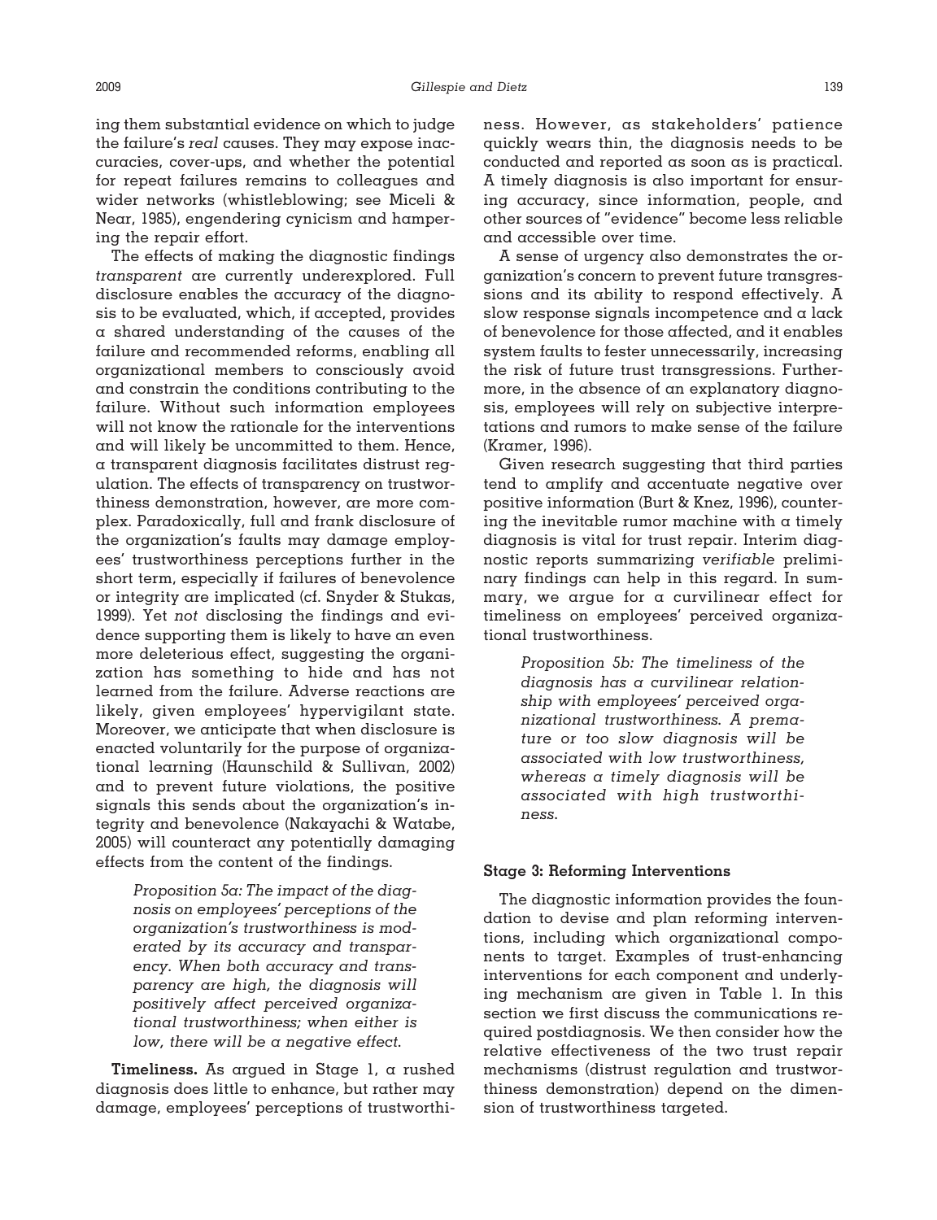ing them substantial evidence on which to judge the failure's *real* causes. They may expose inaccuracies, cover-ups, and whether the potential for repeat failures remains to colleagues and wider networks (whistleblowing; see Miceli & Near, 1985), engendering cynicism and hampering the repair effort.

The effects of making the diagnostic findings *transparent* are currently underexplored. Full disclosure enables the accuracy of the diagnosis to be evaluated, which, if accepted, provides a shared understanding of the causes of the failure and recommended reforms, enabling all organizational members to consciously avoid and constrain the conditions contributing to the failure. Without such information employees will not know the rationale for the interventions and will likely be uncommitted to them. Hence, a transparent diagnosis facilitates distrust regulation. The effects of transparency on trustworthiness demonstration, however, are more complex. Paradoxically, full and frank disclosure of the organization's faults may damage employees' trustworthiness perceptions further in the short term, especially if failures of benevolence or integrity are implicated (cf. Snyder & Stukas, 1999). Yet *not* disclosing the findings and evidence supporting them is likely to have an even more deleterious effect, suggesting the organization has something to hide and has not learned from the failure. Adverse reactions are likely, given employees' hypervigilant state. Moreover, we anticipate that when disclosure is enacted voluntarily for the purpose of organizational learning (Haunschild & Sullivan, 2002) and to prevent future violations, the positive signals this sends about the organization's integrity and benevolence (Nakayachi & Watabe, 2005) will counteract any potentially damaging effects from the content of the findings.

> *Proposition 5a: The impact of the diagnosis on employees' perceptions of the organization's trustworthiness is moderated by its accuracy and transparency. When both accuracy and transparency are high, the diagnosis will positively affect perceived organizational trustworthiness; when either is low, there will be a negative effect.*

**Timeliness.** As argued in Stage 1, a rushed diagnosis does little to enhance, but rather may damage, employees' perceptions of trustworthiness. However, as stakeholders' patience quickly wears thin, the diagnosis needs to be conducted and reported as soon as is practical. A timely diagnosis is also important for ensuring accuracy, since information, people, and other sources of "evidence" become less reliable and accessible over time.

A sense of urgency also demonstrates the organization's concern to prevent future transgressions and its ability to respond effectively. A slow response signals incompetence and a lack of benevolence for those affected, and it enables system faults to fester unnecessarily, increasing the risk of future trust transgressions. Furthermore, in the absence of an explanatory diagnosis, employees will rely on subjective interpretations and rumors to make sense of the failure (Kramer, 1996).

Given research suggesting that third parties tend to amplify and accentuate negative over positive information (Burt & Knez, 1996), countering the inevitable rumor machine with a timely diagnosis is vital for trust repair. Interim diagnostic reports summarizing *verifiable* preliminary findings can help in this regard. In summary, we argue for a curvilinear effect for timeliness on employees' perceived organizational trustworthiness.

> *Proposition 5b: The timeliness of the diagnosis has a curvilinear relationship with employees' perceived organizational trustworthiness. A premature or too slow diagnosis will be associated with low trustworthiness, whereas a timely diagnosis will be associated with high trustworthiness.*

### Stage 3: Reforming Interventions

The diagnostic information provides the foundation to devise and plan reforming interventions, including which organizational components to target. Examples of trust-enhancing interventions for each component and underlying mechanism are given in Table 1. In this section we first discuss the communications required postdiagnosis. We then consider how the relative effectiveness of the two trust repair mechanisms (distrust regulation and trustworthiness demonstration) depend on the dimension of trustworthiness targeted.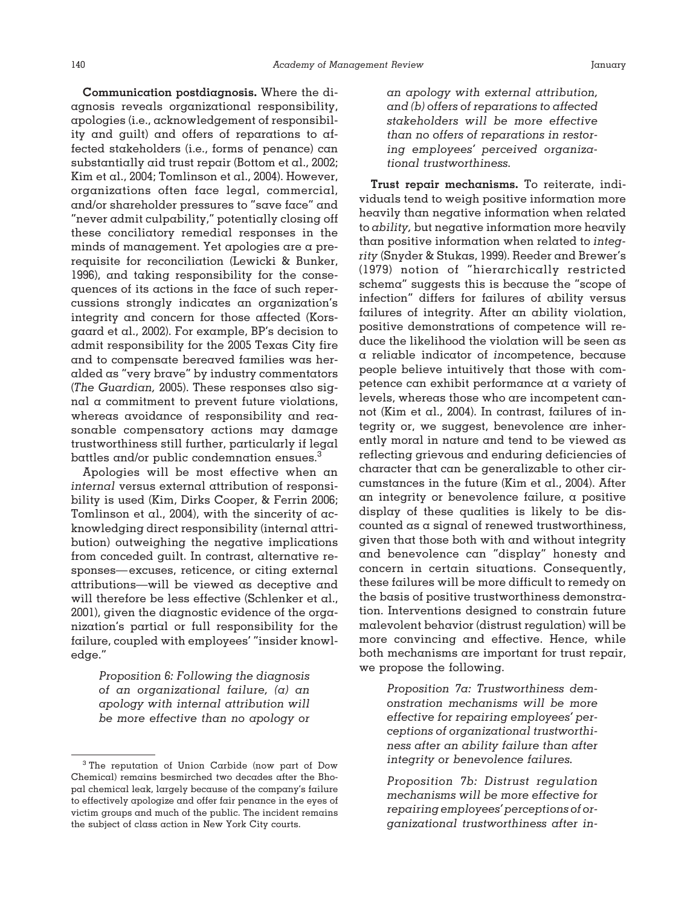**Communication postdiagnosis.** Where the diagnosis reveals organizational responsibility, apologies (i.e., acknowledgement of responsibility and guilt) and offers of reparations to affected stakeholders (i.e., forms of penance) can substantially aid trust repair (Bottom et al., 2002; Kim et al., 2004; Tomlinson et al., 2004). However, organizations often face legal, commercial, and/or shareholder pressures to "save face" and "never admit culpability," potentially closing off these conciliatory remedial responses in the minds of management. Yet apologies are a prerequisite for reconciliation (Lewicki & Bunker, 1996), and taking responsibility for the consequences of its actions in the face of such repercussions strongly indicates an organization's integrity and concern for those affected (Korsgaard et al., 2002). For example, BP's decision to admit responsibility for the 2005 Texas City fire and to compensate bereaved families was heralded as "very brave" by industry commentators (*The Guardian,* 2005). These responses also signal a commitment to prevent future violations, whereas avoidance of responsibility and reasonable compensatory actions may damage trustworthiness still further, particularly if legal battles and/or public condemnation ensues.[3]

Apologies will be most effective when an *internal* versus external attribution of responsibility is used (Kim, Dirks Cooper, & Ferrin 2006; Tomlinson et al., 2004), with the sincerity of acknowledging direct responsibility (internal attribution) outweighing the negative implications from conceded guilt. In contrast, alternative responses—excuses, reticence, or citing external attributions—will be viewed as deceptive and will therefore be less effective (Schlenker et al., 2001), given the diagnostic evidence of the organization's partial or full responsibility for the failure, coupled with employees' "insider knowledge."

> *Proposition 6: Following the diagnosis of an organizational failure, (a) an apology with internal attribution will be more effective than no apology or an apology with external attribution, and (b) offers of reparations to affected stakeholders will be more effective than no offers of reparations in restoring employees' perceived organizational trustworthiness.*

**Trust repair mechanisms.** To reiterate, individuals tend to weigh positive information more heavily than negative information when related to *ability,* but negative information more heavily than positive information when related to *integrity* (Snyder & Stukas, 1999). Reeder and Brewer's (1979) notion of "hierarchically restricted schema" suggests this is because the "scope of infection" differs for failures of ability versus failures of integrity. After an ability violation, positive demonstrations of competence will reduce the likelihood the violation will be seen as a reliable indicator of *in*competence, because people believe intuitively that those with competence can exhibit performance at a variety of levels, whereas those who are incompetent cannot (Kim et al., 2004). In contrast, failures of integrity or, we suggest, benevolence are inherently moral in nature and tend to be viewed as reflecting grievous and enduring deficiencies of character that can be generalizable to other circumstances in the future (Kim et al., 2004). After an integrity or benevolence failure, a positive display of these qualities is likely to be discounted as a signal of renewed trustworthiness, given that those both with and without integrity and benevolence can "display" honesty and concern in certain situations. Consequently, these failures will be more difficult to remedy on the basis of positive trustworthiness demonstration. Interventions designed to constrain future malevolent behavior (distrust regulation) will be more convincing and effective. Hence, while both mechanisms are important for trust repair, we propose the following.

> *Proposition 7a: Trustworthiness demonstration mechanisms will be more effective for repairing employees' perceptions of organizational trustworthiness after an ability failure than after integrity or benevolence failures.*

> *Proposition 7b: Distrust regulation mechanisms will be more effective for repairing employees' perceptions of organizational trustworthiness after in-*

[3] The reputation of Union Carbide (now part of Dow Chemical) remains besmirched two decades after the Bhopal chemical leak, largely because of the company's failure to effectively apologize and offer fair penance in the eyes of victim groups and much of the public. The incident remains the subject of class action in New York City courts.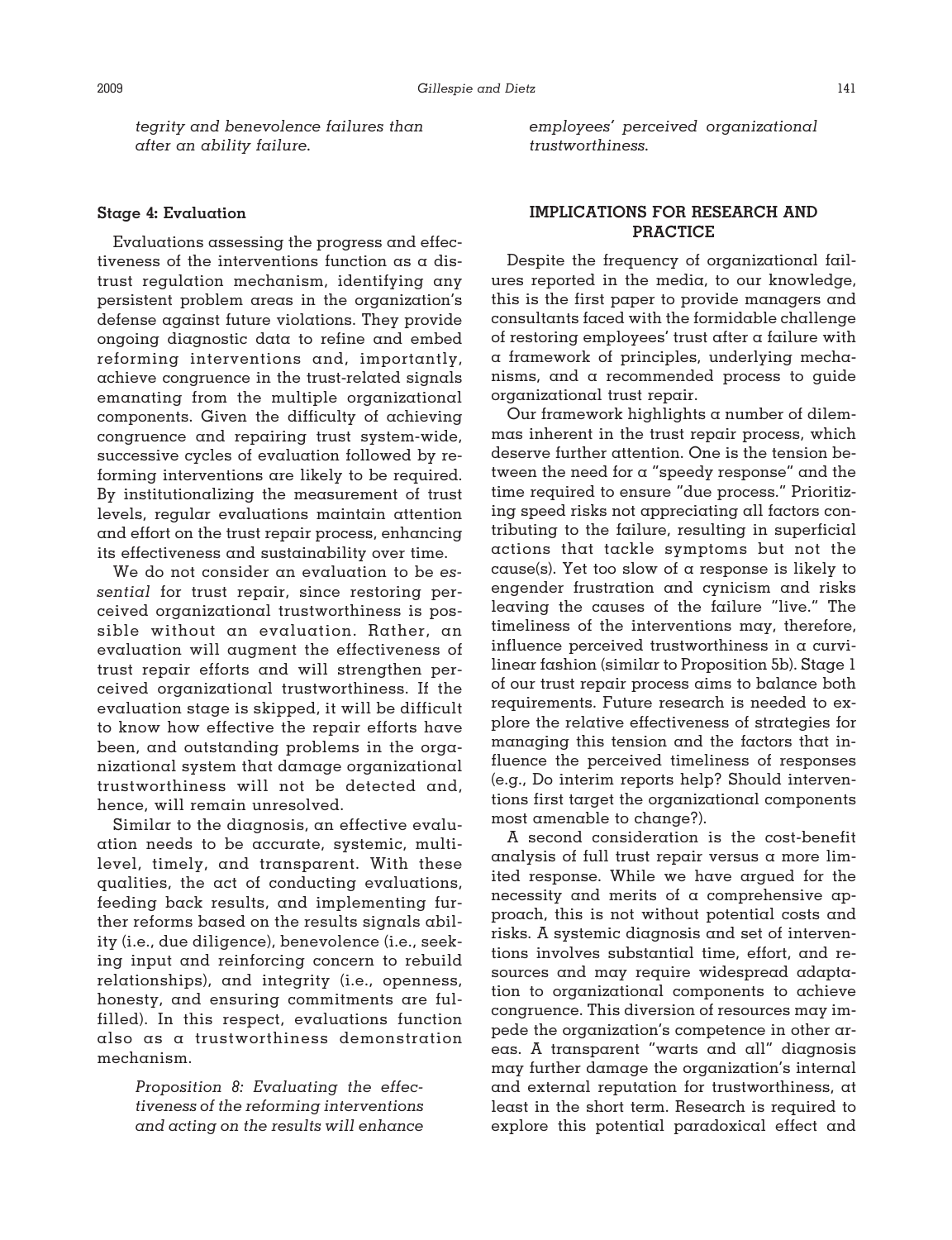*tegrity and benevolence failures than after an ability failure.*

### Stage 4: Evaluation

Evaluations assessing the progress and effectiveness of the interventions function as a distrust regulation mechanism, identifying any persistent problem areas in the organization's defense against future violations. They provide ongoing diagnostic data to refine and embed reforming interventions and, importantly, achieve congruence in the trust-related signals emanating from the multiple organizational components. Given the difficulty of achieving congruence and repairing trust system-wide, successive cycles of evaluation followed by reforming interventions are likely to be required. By institutionalizing the measurement of trust levels, regular evaluations maintain attention and effort on the trust repair process, enhancing its effectiveness and sustainability over time.

We do not consider an evaluation to be *essential* for trust repair, since restoring perceived organizational trustworthiness is possible without an evaluation. Rather, an evaluation will augment the effectiveness of trust repair efforts and will strengthen perceived organizational trustworthiness. If the evaluation stage is skipped, it will be difficult to know how effective the repair efforts have been, and outstanding problems in the organizational system that damage organizational trustworthiness will not be detected and, hence, will remain unresolved.

Similar to the diagnosis, an effective evaluation needs to be accurate, systemic, multilevel, timely, and transparent. With these qualities, the act of conducting evaluations, feeding back results, and implementing further reforms based on the results signals ability (i.e., due diligence), benevolence (i.e., seeking input and reinforcing concern to rebuild relationships), and integrity (i.e., openness, honesty, and ensuring commitments are fulfilled). In this respect, evaluations function also as a trustworthiness demonstration mechanism.

> *Proposition 8: Evaluating the effectiveness of the reforming interventions and acting on the results will enhance employees' perceived organizational trustworthiness.*

## IMPLICATIONS FOR RESEARCH AND PRACTICE

Despite the frequency of organizational failures reported in the media, to our knowledge, this is the first paper to provide managers and consultants faced with the formidable challenge of restoring employees' trust after a failure with a framework of principles, underlying mechanisms, and a recommended process to guide organizational trust repair.

Our framework highlights a number of dilemmas inherent in the trust repair process, which deserve further attention. One is the tension between the need for a "speedy response" and the time required to ensure "due process." Prioritizing speed risks not appreciating all factors contributing to the failure, resulting in superficial actions that tackle symptoms but not the cause(s). Yet too slow of a response is likely to engender frustration and cynicism and risks leaving the causes of the failure "live." The timeliness of the interventions may, therefore, influence perceived trustworthiness in a curvilinear fashion (similar to Proposition 5b). Stage 1 of our trust repair process aims to balance both requirements. Future research is needed to explore the relative effectiveness of strategies for managing this tension and the factors that influence the perceived timeliness of responses (e.g., Do interim reports help? Should interventions first target the organizational components most amenable to change?).

A second consideration is the cost-benefit analysis of full trust repair versus a more limited response. While we have argued for the necessity and merits of a comprehensive approach, this is not without potential costs and risks. A systemic diagnosis and set of interventions involves substantial time, effort, and resources and may require widespread adaptation to organizational components to achieve congruence. This diversion of resources may impede the organization's competence in other areas. A transparent "warts and all" diagnosis may further damage the organization's internal and external reputation for trustworthiness, at least in the short term. Research is required to explore this potential paradoxical effect and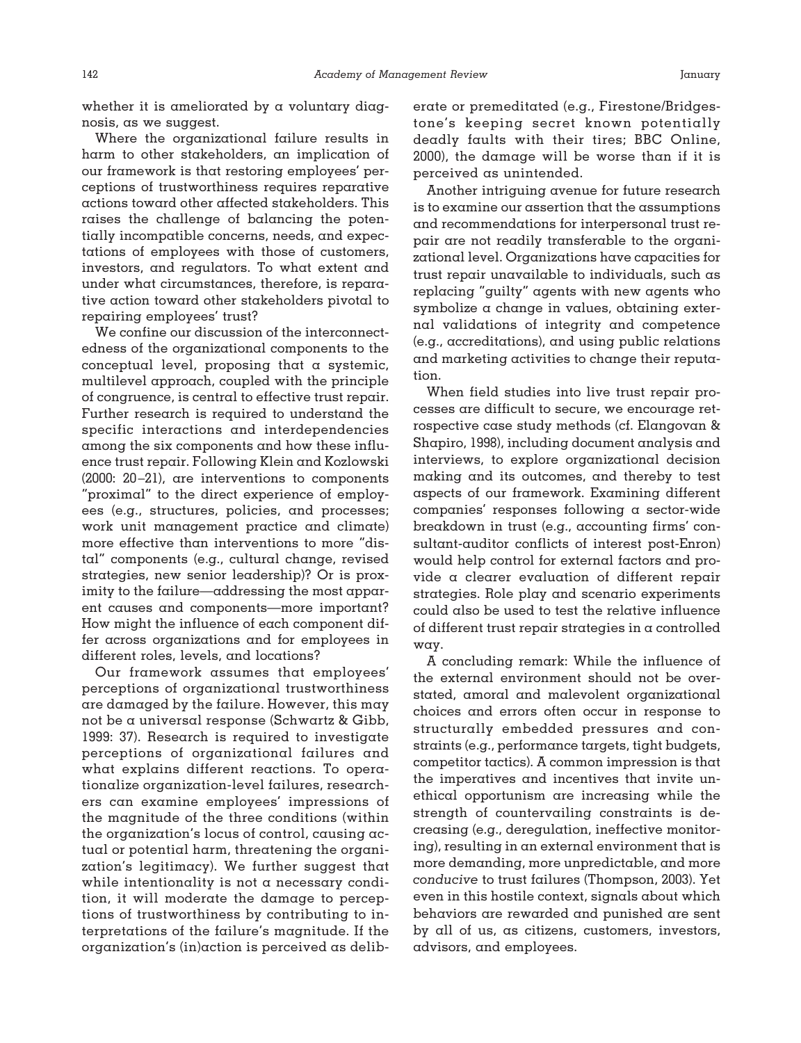whether it is ameliorated by a voluntary diagnosis, as we suggest.

Where the organizational failure results in harm to other stakeholders, an implication of our framework is that restoring employees' perceptions of trustworthiness requires reparative actions toward other affected stakeholders. This raises the challenge of balancing the potentially incompatible concerns, needs, and expectations of employees with those of customers, investors, and regulators. To what extent and under what circumstances, therefore, is reparative action toward other stakeholders pivotal to repairing employees' trust?

We confine our discussion of the interconnectedness of the organizational components to the conceptual level, proposing that a systemic, multilevel approach, coupled with the principle of congruence, is central to effective trust repair. Further research is required to understand the specific interactions and interdependencies among the six components and how these influence trust repair. Following Klein and Kozlowski (2000: 20–21), are interventions to components "proximal" to the direct experience of employees (e.g., structures, policies, and processes; work unit management practice and climate) more effective than interventions to more "distal" components (e.g., cultural change, revised strategies, new senior leadership)? Or is proximity to the failure—addressing the most apparent causes and components—more important? How might the influence of each component differ across organizations and for employees in different roles, levels, and locations?

Our framework assumes that employees' perceptions of organizational trustworthiness are damaged by the failure. However, this may not be a universal response (Schwartz & Gibb, 1999: 37). Research is required to investigate perceptions of organizational failures and what explains different reactions. To operationalize organization-level failures, researchers can examine employees' impressions of the magnitude of the three conditions (within the organization's locus of control, causing actual or potential harm, threatening the organization's legitimacy). We further suggest that while intentionality is not a necessary condition, it will moderate the damage to perceptions of trustworthiness by contributing to interpretations of the failure's magnitude. If the organization's (in)action is perceived as deliberate or premeditated (e.g., Firestone/Bridgestone's keeping secret known potentially deadly faults with their tires; BBC Online, 2000), the damage will be worse than if it is perceived as unintended.

Another intriguing avenue for future research is to examine our assertion that the assumptions and recommendations for interpersonal trust repair are not readily transferable to the organizational level. Organizations have capacities for trust repair unavailable to individuals, such as replacing "guilty" agents with new agents who symbolize a change in values, obtaining external validations of integrity and competence (e.g., accreditations), and using public relations and marketing activities to change their reputation.

When field studies into live trust repair processes are difficult to secure, we encourage retrospective case study methods (cf. Elangovan & Shapiro, 1998), including document analysis and interviews, to explore organizational decision making and its outcomes, and thereby to test aspects of our framework. Examining different companies' responses following a sector-wide breakdown in trust (e.g., accounting firms' consultant-auditor conflicts of interest post-Enron) would help control for external factors and provide a clearer evaluation of different repair strategies. Role play and scenario experiments could also be used to test the relative influence of different trust repair strategies in a controlled way.

A concluding remark: While the influence of the external environment should not be overstated, amoral and malevolent organizational choices and errors often occur in response to structurally embedded pressures and constraints (e.g., performance targets, tight budgets, competitor tactics). A common impression is that the imperatives and incentives that invite unethical opportunism are increasing while the strength of countervailing constraints is decreasing (e.g., deregulation, ineffective monitoring), resulting in an external environment that is more demanding, more unpredictable, and more *conducive* to trust failures (Thompson, 2003). Yet even in this hostile context, signals about which behaviors are rewarded and punished are sent by all of us, as citizens, customers, investors, advisors, and employees.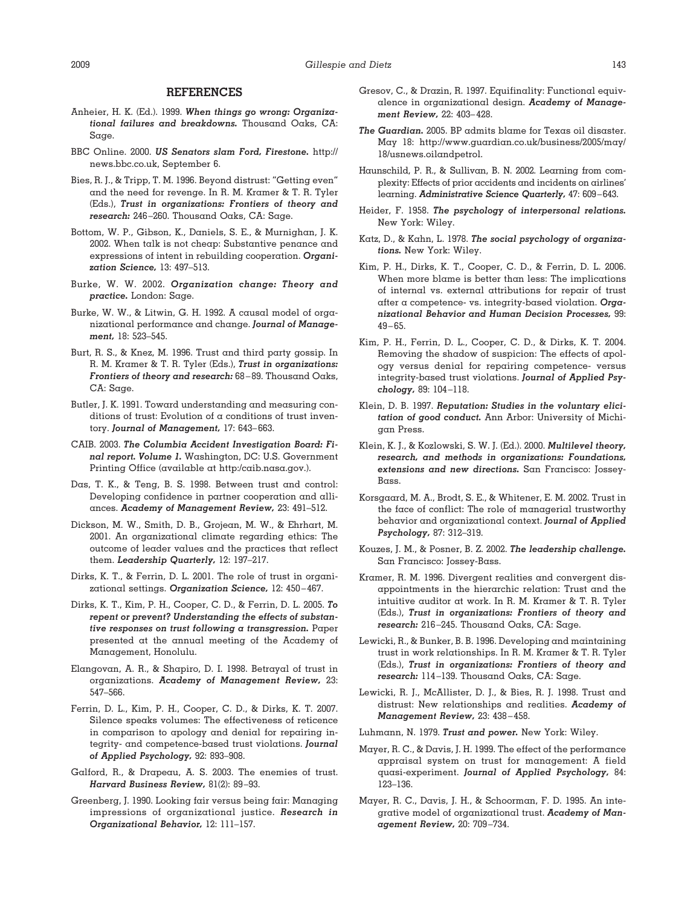## REFERENCES

Anheier, H. K. (Ed.). 1999. ***When things go wrong: Organizational failures and breakdowns.*** Thousand Oaks, CA: Sage.

BBC Online. 2000. ***US Senators slam Ford, Firestone.*** http://news.bbc.co.uk, September 6.

Bies, R. J., & Tripp, T. M. 1996. Beyond distrust: "Getting even" and the need for revenge. In R. M. Kramer & T. R. Tyler (Eds.), ***Trust in organizations: Frontiers of theory and research:*** 246–260. Thousand Oaks, CA: Sage.

Bottom, W. P., Gibson, K., Daniels, S. E., & Murnighan, J. K. 2002. When talk is not cheap: Substantive penance and expressions of intent in rebuilding cooperation. ***Organization Science,*** 13: 497–513.

Burke, W. W. 2002. ***Organization change: Theory and practice.*** London: Sage.

Burke, W. W., & Litwin, G. H. 1992. A causal model of organizational performance and change. ***Journal of Management,*** 18: 523–545.

Burt, R. S., & Knez, M. 1996. Trust and third party gossip. In R. M. Kramer & T. R. Tyler (Eds.), ***Trust in organizations: Frontiers of theory and research:*** 68–89. Thousand Oaks, CA: Sage.

Butler, J. K. 1991. Toward understanding and measuring conditions of trust: Evolution of a conditions of trust inventory. ***Journal of Management,*** 17: 643–663.

CAIB. 2003. ***The Columbia Accident Investigation Board: Final report. Volume 1.*** Washington, DC: U.S. Government Printing Office (available at http:/caib.nasa.gov.).

Das, T. K., & Teng, B. S. 1998. Between trust and control: Developing confidence in partner cooperation and alliances. ***Academy of Management Review,*** 23: 491–512.

Dickson, M. W., Smith, D. B., Grojean, M. W., & Ehrhart, M. 2001. An organizational climate regarding ethics: The outcome of leader values and the practices that reflect them. ***Leadership Quarterly,*** 12: 197–217.

Dirks, K. T., & Ferrin, D. L. 2001. The role of trust in organizational settings. ***Organization Science,*** 12: 450–467.

Dirks, K. T., Kim, P. H., Cooper, C. D., & Ferrin, D. L. 2005. ***To repent or prevent? Understanding the effects of substantive responses on trust following a transgression.*** Paper presented at the annual meeting of the Academy of Management, Honolulu.

Elangovan, A. R., & Shapiro, D. I. 1998. Betrayal of trust in organizations. ***Academy of Management Review,*** 23: 547–566.

Ferrin, D. L., Kim, P. H., Cooper, C. D., & Dirks, K. T. 2007. Silence speaks volumes: The effectiveness of reticence in comparison to apology and denial for repairing integrity- and competence-based trust violations. ***Journal of Applied Psychology,*** 92: 893–908.

Galford, R., & Drapeau, A. S. 2003. The enemies of trust. ***Harvard Business Review,*** 81(2): 89–93.

Greenberg, J. 1990. Looking fair versus being fair: Managing impressions of organizational justice. ***Research in Organizational Behavior,*** 12: 111–157.

Gresov, C., & Drazin, R. 1997. Equifinality: Functional equivalence in organizational design. ***Academy of Management Review,*** 22: 403–428.

***The Guardian.*** 2005. BP admits blame for Texas oil disaster. May 18: http://www.guardian.co.uk/business/2005/may/18/usnews.oilandpetrol.

Haunschild, P. R., & Sullivan, B. N. 2002. Learning from complexity: Effects of prior accidents and incidents on airlines' learning. ***Administrative Science Quarterly,*** 47: 609–643.

Heider, F. 1958. ***The psychology of interpersonal relations.*** New York: Wiley.

Katz, D., & Kahn, L. 1978. ***The social psychology of organizations.*** New York: Wiley.

Kim, P. H., Dirks, K. T., Cooper, C. D., & Ferrin, D. L. 2006. When more blame is better than less: The implications of internal vs. external attributions for repair of trust after a competence- vs. integrity-based violation. ***Organizational Behavior and Human Decision Processes,*** 99: 49–65.

Kim, P. H., Ferrin, D. L., Cooper, C. D., & Dirks, K. T. 2004. Removing the shadow of suspicion: The effects of apology versus denial for repairing competence- versus integrity-based trust violations. ***Journal of Applied Psychology,*** 89: 104–118.

Klein, D. B. 1997. ***Reputation: Studies in the voluntary elicitation of good conduct.*** Ann Arbor: University of Michigan Press.

Klein, K. J., & Kozlowski, S. W. J. (Ed.). 2000. ***Multilevel theory, research, and methods in organizations: Foundations, extensions and new directions.*** San Francisco: Jossey-Bass.

Korsgaard, M. A., Brodt, S. E., & Whitener, E. M. 2002. Trust in the face of conflict: The role of managerial trustworthy behavior and organizational context. ***Journal of Applied Psychology,*** 87: 312–319.

Kouzes, J. M., & Posner, B. Z. 2002. ***The leadership challenge.*** San Francisco: Jossey-Bass.

Kramer, R. M. 1996. Divergent realities and convergent disappointments in the hierarchic relation: Trust and the intuitive auditor at work. In R. M. Kramer & T. R. Tyler (Eds.), ***Trust in organizations: Frontiers of theory and research:*** 216–245. Thousand Oaks, CA: Sage.

Lewicki, R., & Bunker, B. B. 1996. Developing and maintaining trust in work relationships. In R. M. Kramer & T. R. Tyler (Eds.), ***Trust in organizations: Frontiers of theory and research:*** 114–139. Thousand Oaks, CA: Sage.

Lewicki, R. J., McAllister, D. J., & Bies, R. J. 1998. Trust and distrust: New relationships and realities. ***Academy of Management Review,*** 23: 438–458.

Luhmann, N. 1979. ***Trust and power.*** New York: Wiley.

Mayer, R. C., & Davis, J. H. 1999. The effect of the performance appraisal system on trust for management: A field quasi-experiment. ***Journal of Applied Psychology,*** 84: 123–136.

Mayer, R. C., Davis, J. H., & Schoorman, F. D. 1995. An integrative model of organizational trust. ***Academy of Management Review,*** 20: 709–734.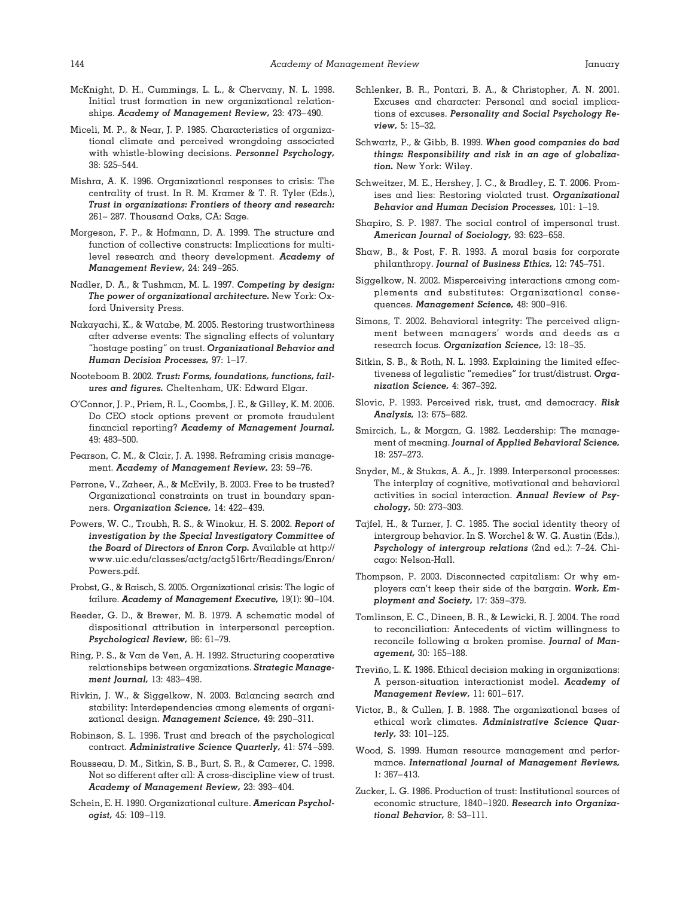McKnight, D. H., Cummings, L. L., & Chervany, N. L. 1998. Initial trust formation in new organizational relationships. ***Academy of Management Review,*** 23: 473–490.

Miceli, M. P., & Near, J. P. 1985. Characteristics of organizational climate and perceived wrongdoing associated with whistle-blowing decisions. ***Personnel Psychology,*** 38: 525–544.

Mishra, A. K. 1996. Organizational responses to crisis: The centrality of trust. In R. M. Kramer & T. R. Tyler (Eds.), ***Trust in organizations: Frontiers of theory and research:*** 261– 287. Thousand Oaks, CA: Sage.

Morgeson, F. P., & Hofmann, D. A. 1999. The structure and function of collective constructs: Implications for multilevel research and theory development. ***Academy of Management Review,*** 24: 249–265.

Nadler, D. A., & Tushman, M. L. 1997. ***Competing by design: The power of organizational architecture.*** New York: Oxford University Press.

Nakayachi, K., & Watabe, M. 2005. Restoring trustworthiness after adverse events: The signaling effects of voluntary "hostage posting" on trust. ***Organizational Behavior and Human Decision Processes,*** 97: 1–17.

Nooteboom B. 2002. ***Trust: Forms, foundations, functions, failures and figures.*** Cheltenham, UK: Edward Elgar.

O'Connor, J. P., Priem, R. L., Coombs, J. E., & Gilley, K. M. 2006. Do CEO stock options prevent or promote fraudulent financial reporting? ***Academy of Management Journal,*** 49: 483–500.

Pearson, C. M., & Clair, J. A. 1998. Reframing crisis management. ***Academy of Management Review,*** 23: 59–76.

Perrone, V., Zaheer, A., & McEvily, B. 2003. Free to be trusted? Organizational constraints on trust in boundary spanners. ***Organization Science,*** 14: 422–439.

Powers, W. C., Troubh, R. S., & Winokur, H. S. 2002. ***Report of investigation by the Special Investigatory Committee of the Board of Directors of Enron Corp.*** Available at http://www.uic.edu/classes/actg/actg516rtr/Readings/Enron/Powers.pdf.

Probst, G., & Raisch, S. 2005. Organizational crisis: The logic of failure. ***Academy of Management Executive,*** 19(1): 90–104.

Reeder, G. D., & Brewer, M. B. 1979. A schematic model of dispositional attribution in interpersonal perception. ***Psychological Review,*** 86: 61–79.

Ring, P. S., & Van de Ven, A. H. 1992. Structuring cooperative relationships between organizations. ***Strategic Management Journal,*** 13: 483–498.

Rivkin, J. W., & Siggelkow, N. 2003. Balancing search and stability: Interdependencies among elements of organizational design. ***Management Science,*** 49: 290–311.

Robinson, S. L. 1996. Trust and breach of the psychological contract. ***Administrative Science Quarterly,*** 41: 574–599.

Rousseau, D. M., Sitkin, S. B., Burt, S. R., & Camerer, C. 1998. Not so different after all: A cross-discipline view of trust. ***Academy of Management Review,*** 23: 393–404.

Schein, E. H. 1990. Organizational culture. ***American Psychologist,*** 45: 109–119.

Schlenker, B. R., Pontari, B. A., & Christopher, A. N. 2001. Excuses and character: Personal and social implications of excuses. ***Personality and Social Psychology Review,*** 5: 15–32.

Schwartz, P., & Gibb, B. 1999. ***When good companies do bad things: Responsibility and risk in an age of globalization.*** New York: Wiley.

Schweitzer, M. E., Hershey, J. C., & Bradley, E. T. 2006. Promises and lies: Restoring violated trust. ***Organizational Behavior and Human Decision Processes,*** 101: 1–19.

Shapiro, S. P. 1987. The social control of impersonal trust. ***American Journal of Sociology,*** 93: 623–658.

Shaw, B., & Post, F. R. 1993. A moral basis for corporate philanthropy. ***Journal of Business Ethics,*** 12: 745–751.

Siggelkow, N. 2002. Misperceiving interactions among complements and substitutes: Organizational consequences. ***Management Science,*** 48: 900–916.

Simons, T. 2002. Behavioral integrity: The perceived alignment between managers' words and deeds as a research focus. ***Organization Science,*** 13: 18–35.

Sitkin, S. B., & Roth, N. L. 1993. Explaining the limited effectiveness of legalistic "remedies" for trust/distrust. ***Organization Science,*** 4: 367–392.

Slovic, P. 1993. Perceived risk, trust, and democracy. ***Risk Analysis,*** 13: 675–682.

Smircich, L., & Morgan, G. 1982. Leadership: The management of meaning. ***Journal of Applied Behavioral Science,*** 18: 257–273.

Snyder, M., & Stukas, A. A., Jr. 1999. Interpersonal processes: The interplay of cognitive, motivational and behavioral activities in social interaction. ***Annual Review of Psychology,*** 50: 273–303.

Tajfel, H., & Turner, J. C. 1985. The social identity theory of intergroup behavior. In S. Worchel & W. G. Austin (Eds.), ***Psychology of intergroup relations*** (2nd ed.): 7–24. Chicago: Nelson-Hall.

Thompson, P. 2003. Disconnected capitalism: Or why employers can't keep their side of the bargain. ***Work, Employment and Society,*** 17: 359–379.

Tomlinson, E. C., Dineen, B. R., & Lewicki, R. J. 2004. The road to reconciliation: Antecedents of victim willingness to reconcile following a broken promise. ***Journal of Management,*** 30: 165–188.

Treviño, L. K. 1986. Ethical decision making in organizations: A person-situation interactionist model. ***Academy of Management Review,*** 11: 601–617.

Victor, B., & Cullen, J. B. 1988. The organizational bases of ethical work climates. ***Administrative Science Quarterly,*** 33: 101–125.

Wood, S. 1999. Human resource management and performance. ***International Journal of Management Reviews,*** 1: 367–413.

Zucker, L. G. 1986. Production of trust: Institutional sources of economic structure, 1840–1920. ***Research into Organizational Behavior,*** 8: 53–111.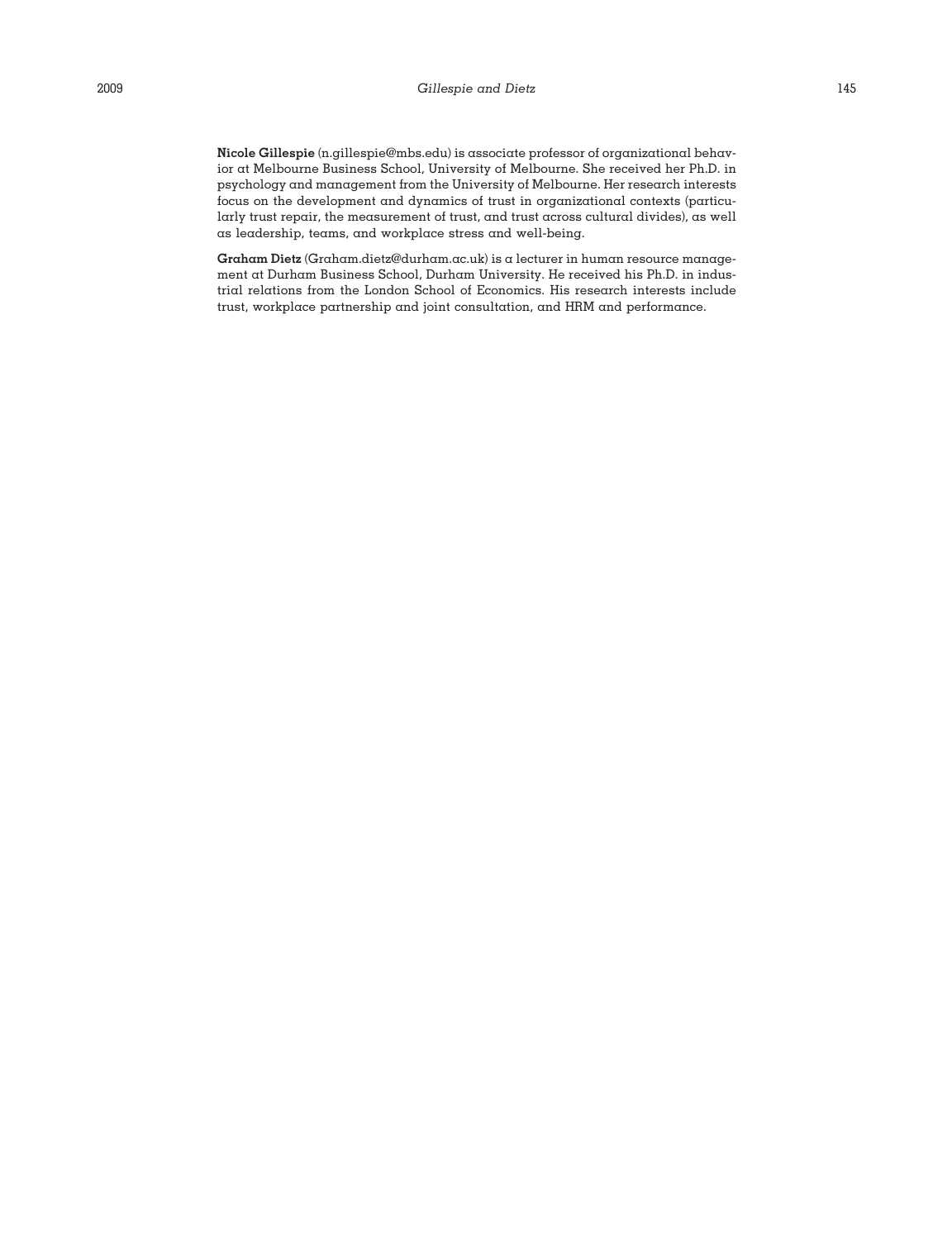**Nicole Gillespie** (n.gillespie@mbs.edu) is associate professor of organizational behavior at Melbourne Business School, University of Melbourne. She received her Ph.D. in psychology and management from the University of Melbourne. Her research interests focus on the development and dynamics of trust in organizational contexts (particularly trust repair, the measurement of trust, and trust across cultural divides), as well as leadership, teams, and workplace stress and well-being.

**Graham Dietz** (Graham.dietz@durham.ac.uk) is a lecturer in human resource management at Durham Business School, Durham University. He received his Ph.D. in industrial relations from the London School of Economics. His research interests include trust, workplace partnership and joint consultation, and HRM and performance.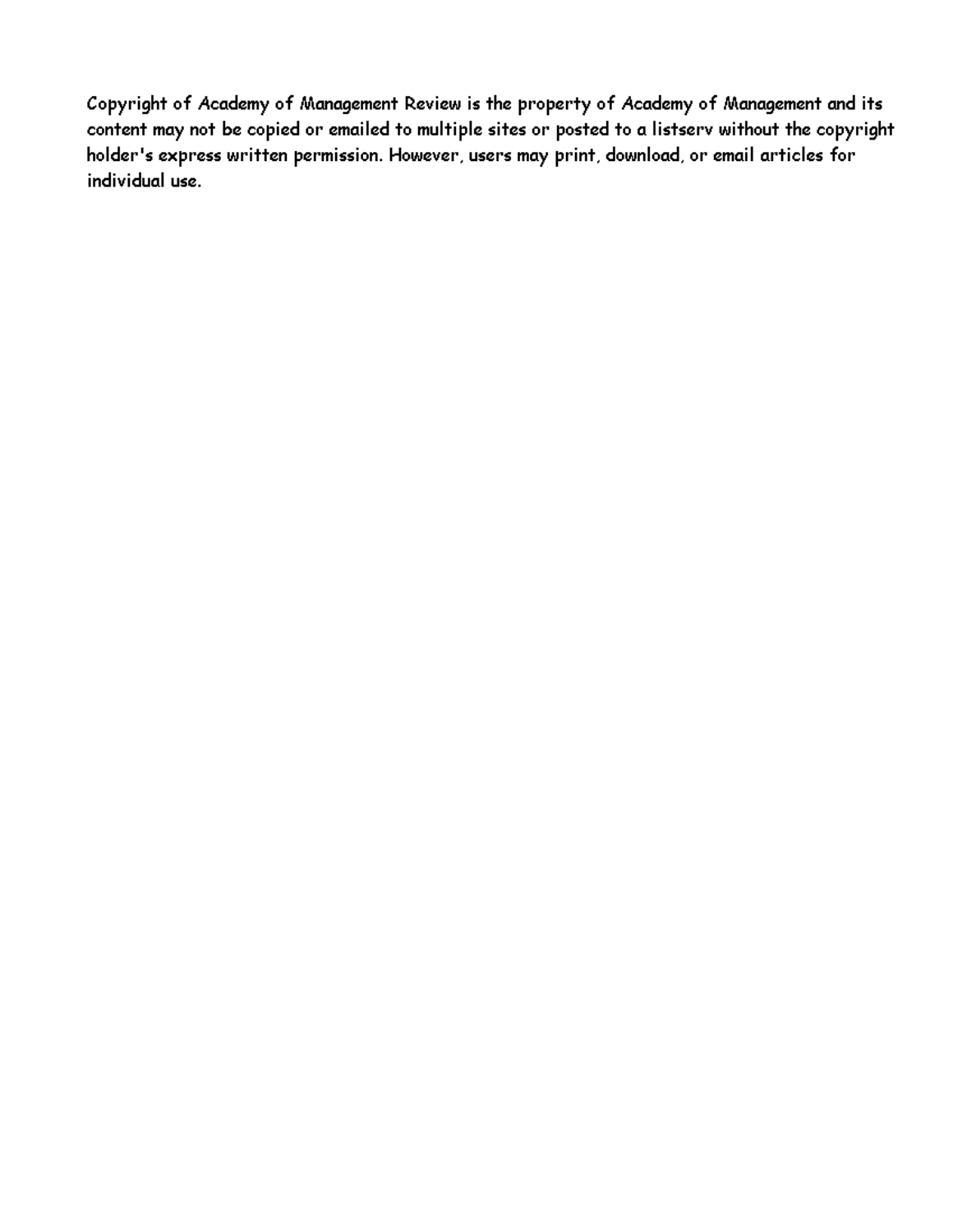Copyright of Academy of Management Review is the property of Academy of Management and its content may not be copied or emailed to multiple sites or posted to a listserv without the copyright holder's express written permission. However, users may print, download, or email articles for individual use.